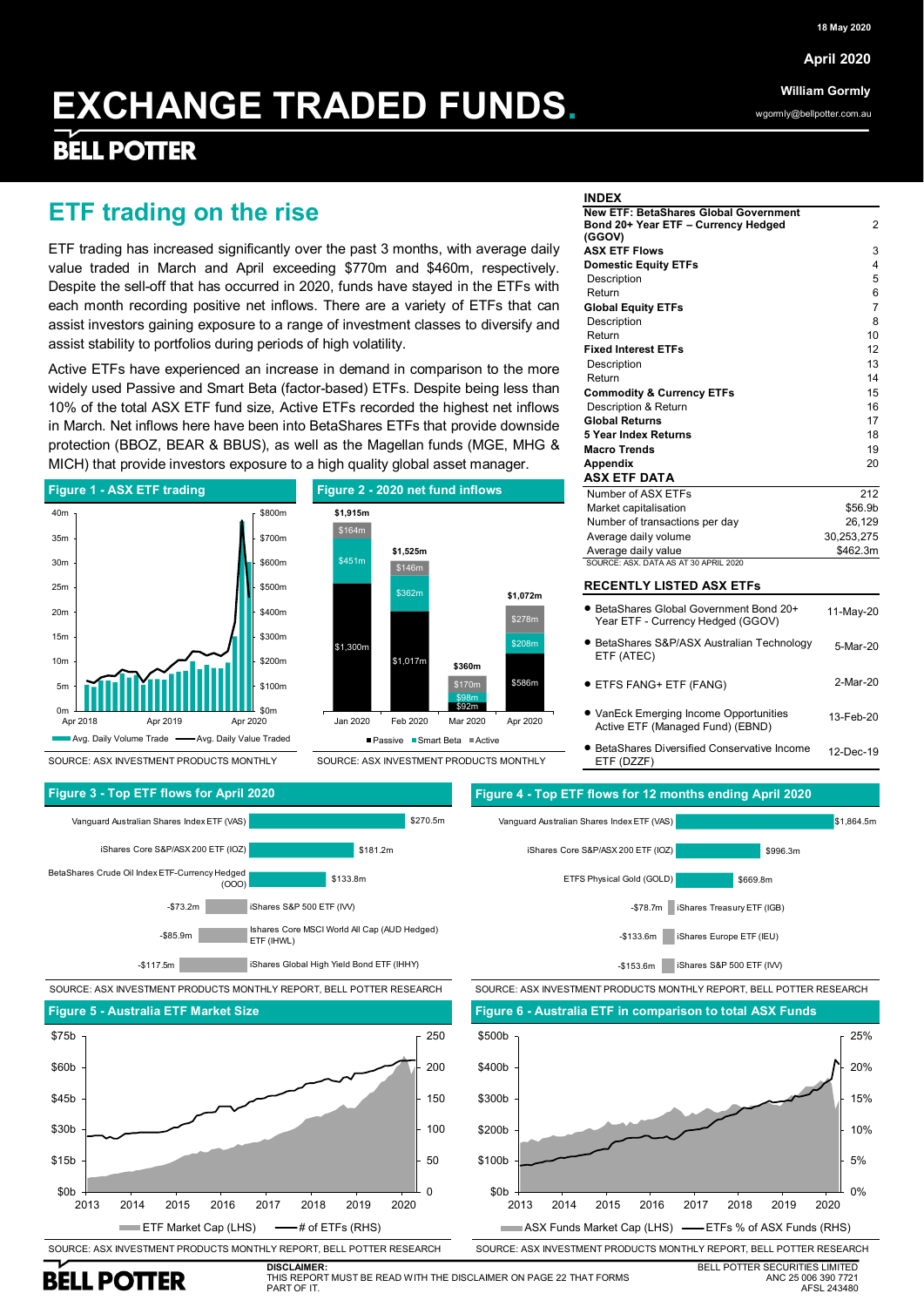18 May 2020

April 2020

William Gormly
wgormly@bellpotter.com.au

# EXCHANGE TRADED FUNDS.

BELL POTTER

## ETF trading on the rise

ETF trading has increased significantly over the past 3 months, with average daily value traded in March and April exceeding $770m and $460m, respectively. Despite the sell-off that has occurred in 2020, funds have stayed in the ETFs with each month recording positive net inflows. There are a variety of ETFs that can assist investors gaining exposure to a range of investment classes to diversify and assist stability to portfolios during periods of high volatility.

Active ETFs have experienced an increase in demand in comparison to the more widely used Passive and Smart Beta (factor-based) ETFs. Despite being less than 10% of the total ASX ETF fund size, Active ETFs recorded the highest net inflows in March. Net inflows here have been into BetaShares ETFs that provide downside protection (BBOZ, BEAR & BBUS), as well as the Magellan funds (MGE, MHG & MICH) that provide investors exposure to a high quality global asset manager.

### INDEX

| | |
|---|---|
| **New ETF: BetaShares Global Government Bond 20+ Year ETF – Currency Hedged (GGOV)** | 2 |
| **ASX ETF Flows** | 3 |
| **Domestic Equity ETFs** | 4 |
| Description | 5 |
| Return | 6 |
| **Global Equity ETFs** | 7 |
| Description | 8 |
| Return | 10 |
| **Fixed Interest ETFs** | 12 |
| Description | 13 |
| Return | 14 |
| **Commodity & Currency ETFs** | 15 |
| Description & Return | 16 |
| **Global Returns** | 17 |
| **5 Year Index Returns** | 18 |
| **Macro Trends** | 19 |
| **Appendix** | 20 |

### ASX ETF DATA

| | |
|---|---|
| Number of ASX ETFs | 212 |
| Market capitalisation | $56.9b |
| Number of transactions per day | 26,129 |
| Average daily volume | 30,253,275 |
| Average daily value | $462.3m |

SOURCE: ASX. DATA AS AT 30 APRIL 2020

### RECENTLY LISTED ASX ETFs

| | |
|---|---|
| BetaShares Global Government Bond 20+ Year ETF - Currency Hedged (GGOV) | 11-May-20 |
| BetaShares S&P/ASX Australian Technology ETF (ATEC) | 5-Mar-20 |
| ETFS FANG+ ETF (FANG) | 2-Mar-20 |
| VanEck Emerging Income Opportunities Active ETF (Managed Fund) (EBND) | 13-Feb-20 |
| BetaShares Diversified Conservative Income ETF (DZZF) | 12-Dec-19 |

**Figure 1 - ASX ETF trading**

Legend: Avg. Daily Volume Trade (LHS, 0m–40m); Avg. Daily Value Traded (RHS, $0m–$800m); Apr 2018 – Apr 2020

SOURCE: ASX INVESTMENT PRODUCTS MONTHLY

**Figure 2 - 2020 net fund inflows**

| | Jan 2020 | Feb 2020 | Mar 2020 | Apr 2020 |
|---|---|---|---|---|
| Passive | $1,300m | $1,017m | $92m | $586m |
| Smart Beta | $451m | $362m | $98m | $208m |
| Active | $164m | $146m | $170m | $278m |
| Total | $1,915m | $1,525m | $360m | $1,072m |

SOURCE: ASX INVESTMENT PRODUCTS MONTHLY

**Figure 3 - Top ETF flows for April 2020**

| ETF | Flow |
|---|---|
| Vanguard Australian Shares Index ETF (VAS) | $270.5m |
| iShares Core S&P/ASX 200 ETF (IOZ) | $181.2m |
| BetaShares Crude Oil Index ETF-Currency Hedged (OOO) | $133.8m |
| iShares S&P 500 ETF (IVV) | -$73.2m |
| Ishares Core MSCI World All Cap (AUD Hedged) ETF (IHWL) | -$85.9m |
| iShares Global High Yield Bond ETF (IHHY) | -$117.5m |

SOURCE: ASX INVESTMENT PRODUCTS MONTHLY REPORT, BELL POTTER RESEARCH

**Figure 4 - Top ETF flows for 12 months ending April 2020**

| ETF | Flow |
|---|---|
| Vanguard Australian Shares Index ETF (VAS) | $1,864.5m |
| iShares Core S&P/ASX 200 ETF (IOZ) | $996.3m |
| ETFS Physical Gold (GOLD) | $669.8m |
| iShares Treasury ETF (IGB) | -$78.7m |
| iShares Europe ETF (IEU) | -$133.6m |
| iShares S&P 500 ETF (IVV) | -$153.6m |

SOURCE: ASX INVESTMENT PRODUCTS MONTHLY REPORT, BELL POTTER RESEARCH

**Figure 5 - Australia ETF Market Size**

Legend: ETF Market Cap (LHS, $0b–$75b); # of ETFs (RHS, 0–250); 2013 – 2020

SOURCE: ASX INVESTMENT PRODUCTS MONTHLY REPORT, BELL POTTER RESEARCH

**Figure 6 - Australia ETF in comparison to total ASX Funds**

Legend: ASX Funds Market Cap (LHS, $0b–$500b); ETFs % of ASX Funds (RHS, 0%–25%); 2013 – 2020

SOURCE: ASX INVESTMENT PRODUCTS MONTHLY REPORT, BELL POTTER RESEARCH

**DISCLAIMER:**
THIS REPORT MUST BE READ WITH THE DISCLAIMER ON PAGE 22 THAT FORMS PART OF IT.

BELL POTTER SECURITIES LIMITED
ANC 25 006 390 7721
AFSL 243480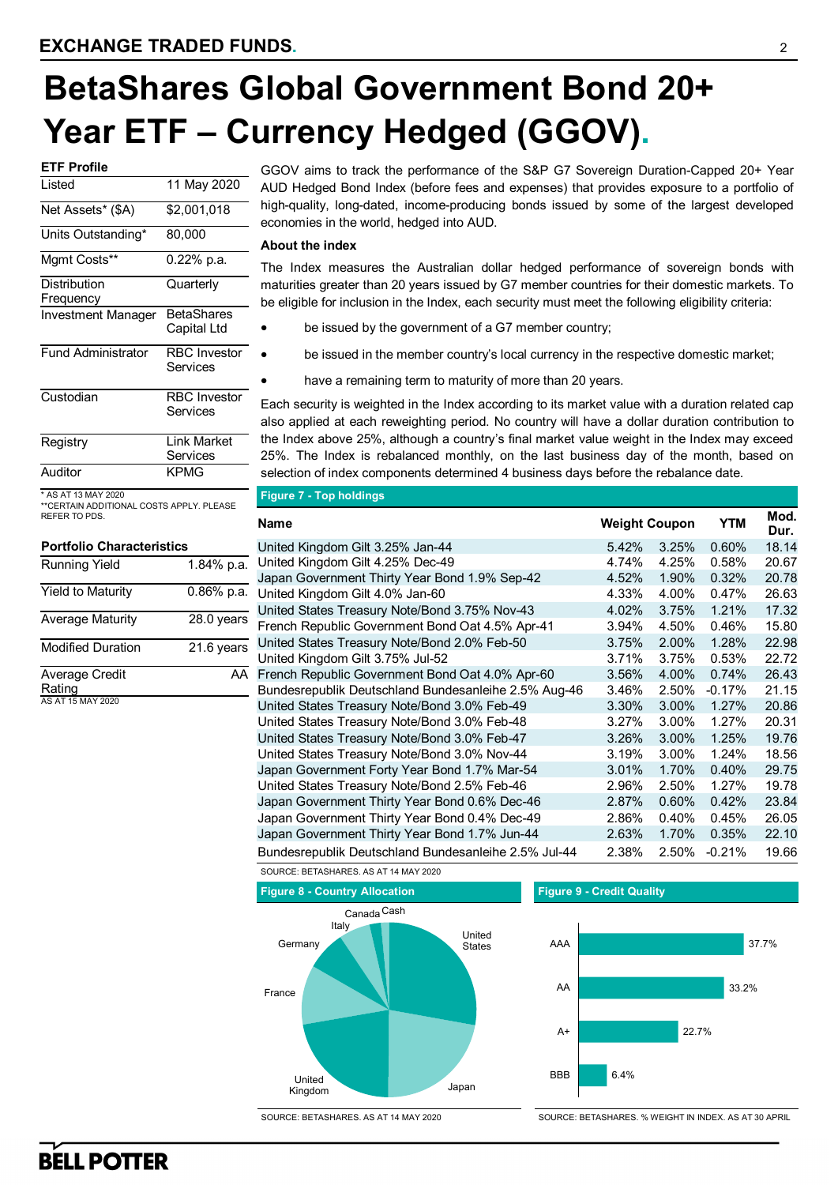# BetaShares Global Government Bond 20+ Year ETF – Currency Hedged (GGOV).

**ETF Profile**

| | |
|---|---|
| Listed | 11 May 2020 |
| Net Assets* ($A) | $2,001,018 |
| Units Outstanding* | 80,000 |
| Mgmt Costs** | 0.22% p.a. |
| Distribution Frequency | Quarterly |
| Investment Manager | BetaShares Capital Ltd |
| Fund Administrator | RBC Investor Services |
| Custodian | RBC Investor Services |
| Registry | Link Market Services |
| Auditor | KPMG |

\* AS AT 13 MAY 2020
\*\*CERTAIN ADDITIONAL COSTS APPLY. PLEASE REFER TO PDS.

**Portfolio Characteristics**

| | |
|---|---|
| Running Yield | 1.84% p.a. |
| Yield to Maturity | 0.86% p.a. |
| Average Maturity | 28.0 years |
| Modified Duration | 21.6 years |
| Average Credit Rating | AA |

AS AT 15 MAY 2020

GGOV aims to track the performance of the S&P G7 Sovereign Duration-Capped 20+ Year AUD Hedged Bond Index (before fees and expenses) that provides exposure to a portfolio of high-quality, long-dated, income-producing bonds issued by some of the largest developed economies in the world, hedged into AUD.

**About the index**

The Index measures the Australian dollar hedged performance of sovereign bonds with maturities greater than 20 years issued by G7 member countries for their domestic markets. To be eligible for inclusion in the Index, each security must meet the following eligibility criteria:

- be issued by the government of a G7 member country;
- be issued in the member country's local currency in the respective domestic market;
- have a remaining term to maturity of more than 20 years.

Each security is weighted in the Index according to its market value with a duration related cap also applied at each reweighting period. No country will have a dollar duration contribution to the Index above 25%, although a country's final market value weight in the Index may exceed 25%. The Index is rebalanced monthly, on the last business day of the month, based on selection of index components determined 4 business days before the rebalance date.

**Figure 7 - Top holdings**

| Name | Weight | Coupon | YTM | Mod. Dur. |
|---|---|---|---|---|
| United Kingdom Gilt 3.25% Jan-44 | 5.42% | 3.25% | 0.60% | 18.14 |
| United Kingdom Gilt 4.25% Dec-49 | 4.74% | 4.25% | 0.58% | 20.67 |
| Japan Government Thirty Year Bond 1.9% Sep-42 | 4.52% | 1.90% | 0.32% | 20.78 |
| United Kingdom Gilt 4.0% Jan-60 | 4.33% | 4.00% | 0.47% | 26.63 |
| United States Treasury Note/Bond 3.75% Nov-43 | 4.02% | 3.75% | 1.21% | 17.32 |
| French Republic Government Bond Oat 4.5% Apr-41 | 3.94% | 4.50% | 0.46% | 15.80 |
| United States Treasury Note/Bond 2.0% Feb-50 | 3.75% | 2.00% | 1.28% | 22.98 |
| United Kingdom Gilt 3.75% Jul-52 | 3.71% | 3.75% | 0.53% | 22.72 |
| French Republic Government Bond Oat 4.0% Apr-60 | 3.56% | 4.00% | 0.74% | 26.43 |
| Bundesrepublik Deutschland Bundesanleihe 2.5% Aug-46 | 3.46% | 2.50% | -0.17% | 21.15 |
| United States Treasury Note/Bond 3.0% Feb-49 | 3.30% | 3.00% | 1.27% | 20.86 |
| United States Treasury Note/Bond 3.0% Feb-48 | 3.27% | 3.00% | 1.27% | 20.31 |
| United States Treasury Note/Bond 3.0% Feb-47 | 3.26% | 3.00% | 1.25% | 19.76 |
| United States Treasury Note/Bond 3.0% Nov-44 | 3.19% | 3.00% | 1.24% | 18.56 |
| Japan Government Forty Year Bond 1.7% Mar-54 | 3.01% | 1.70% | 0.40% | 29.75 |
| United States Treasury Note/Bond 2.5% Feb-46 | 2.96% | 2.50% | 1.27% | 19.78 |
| Japan Government Thirty Year Bond 0.6% Dec-46 | 2.87% | 0.60% | 0.42% | 23.84 |
| Japan Government Thirty Year Bond 0.4% Dec-49 | 2.86% | 0.40% | 0.45% | 26.05 |
| Japan Government Thirty Year Bond 1.7% Jun-44 | 2.63% | 1.70% | 0.35% | 22.10 |
| Bundesrepublik Deutschland Bundesanleihe 2.5% Jul-44 | 2.38% | 2.50% | -0.21% | 19.66 |

SOURCE: BETASHARES. AS AT 14 MAY 2020

**Figure 8 - Country Allocation**

Canada, Cash, Italy, Germany, France, United Kingdom, Japan, United States

SOURCE: BETASHARES. AS AT 14 MAY 2020

**Figure 9 - Credit Quality**

| Rating | Weight |
|---|---|
| AAA | 37.7% |
| AA | 33.2% |
| A+ | 22.7% |
| BBB | 6.4% |

SOURCE: BETASHARES. % WEIGHT IN INDEX. AS AT 30 APRIL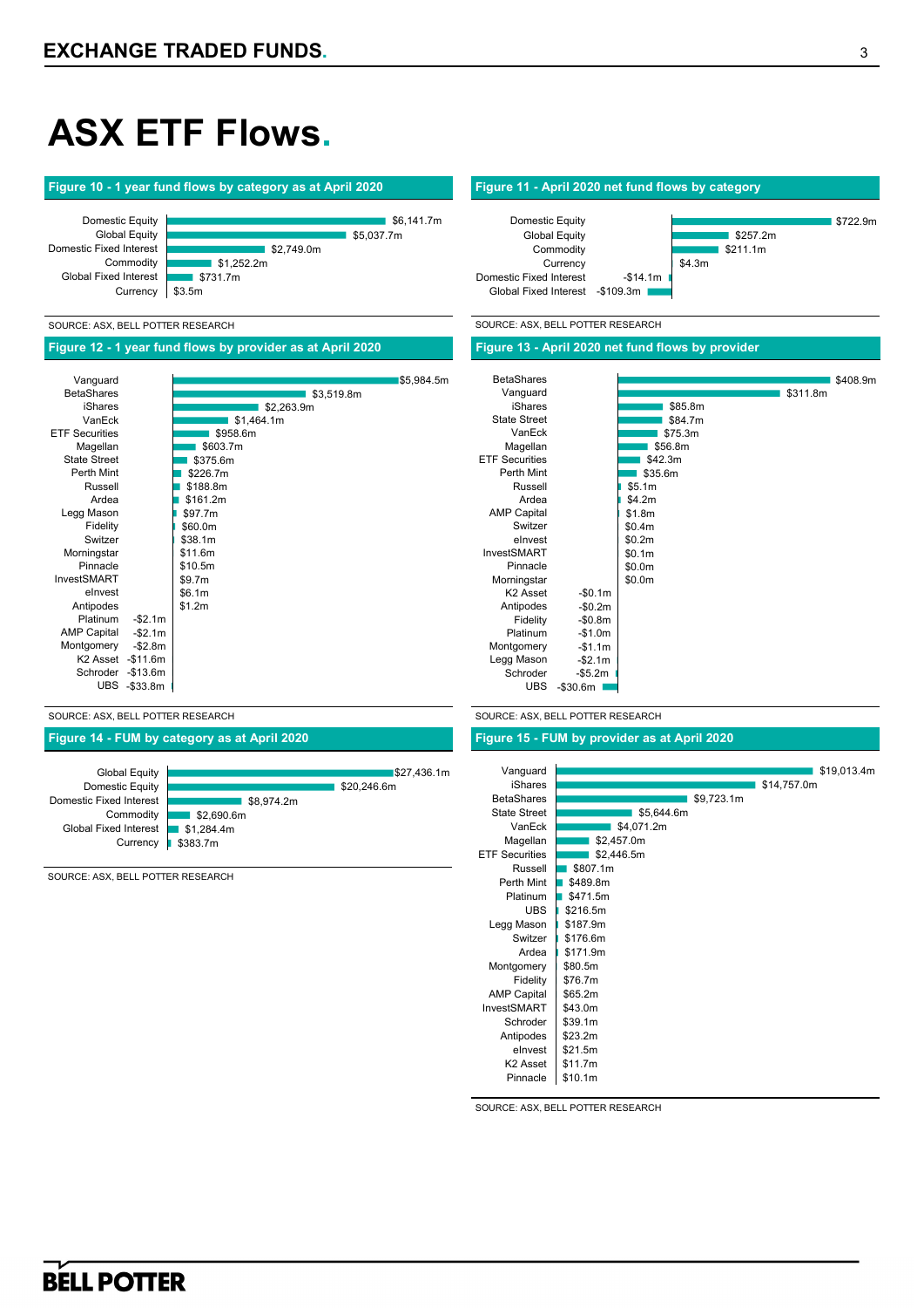# ASX ETF Flows.

**Figure 10 - 1 year fund flows by category as at April 2020**

| Category | Flows |
|---|---|
| Domestic Equity | $6,141.7m |
| Global Equity | $5,037.7m |
| Domestic Fixed Interest | $2,749.0m |
| Commodity | $1,252.2m |
| Global Fixed Interest | $731.7m |
| Currency | $3.5m |

SOURCE: ASX, BELL POTTER RESEARCH

**Figure 11 - April 2020 net fund flows by category**

| Category | Flows |
|---|---|
| Domestic Equity | $722.9m |
| Global Equity | $257.2m |
| Commodity | $211.1m |
| Currency | $4.3m |
| Domestic Fixed Interest | -$14.1m |
| Global Fixed Interest | -$109.3m |

SOURCE: ASX, BELL POTTER RESEARCH

**Figure 12 - 1 year fund flows by provider as at April 2020**

| Provider | Flows |
|---|---|
| Vanguard | $5,984.5m |
| BetaShares | $3,519.8m |
| iShares | $2,263.9m |
| VanEck | $1,464.1m |
| ETF Securities | $958.6m |
| Magellan | $603.7m |
| State Street | $375.6m |
| Perth Mint | $226.7m |
| Russell | $188.8m |
| Ardea | $161.2m |
| Legg Mason | $97.7m |
| Fidelity | $60.0m |
| Switzer | $38.1m |
| Morningstar | $11.6m |
| Pinnacle | $10.5m |
| InvestSMART | $9.7m |
| eInvest | $6.1m |
| Antipodes | $1.2m |
| Platinum | -$2.1m |
| AMP Capital | -$2.1m |
| Montgomery | -$2.8m |
| K2 Asset | -$11.6m |
| Schroder | -$13.6m |
| UBS | -$33.8m |

SOURCE: ASX, BELL POTTER RESEARCH

**Figure 13 - April 2020 net fund flows by provider**

| Provider | Flows |
|---|---|
| BetaShares | $408.9m |
| Vanguard | $311.8m |
| iShares | $85.8m |
| State Street | $84.7m |
| VanEck | $75.3m |
| Magellan | $56.8m |
| ETF Securities | $42.3m |
| Perth Mint | $35.6m |
| Russell | $5.1m |
| Ardea | $4.2m |
| AMP Capital | $1.8m |
| Switzer | $0.4m |
| eInvest | $0.2m |
| InvestSMART | $0.1m |
| Pinnacle | $0.0m |
| Morningstar | $0.0m |
| K2 Asset | -$0.1m |
| Antipodes | -$0.2m |
| Fidelity | -$0.8m |
| Platinum | -$1.0m |
| Montgomery | -$1.1m |
| Legg Mason | -$2.1m |
| Schroder | -$5.2m |
| UBS | -$30.6m |

SOURCE: ASX, BELL POTTER RESEARCH

**Figure 14 - FUM by category as at April 2020**

| Category | FUM |
|---|---|
| Global Equity | $27,436.1m |
| Domestic Equity | $20,246.6m |
| Domestic Fixed Interest | $8,974.2m |
| Commodity | $2,690.6m |
| Global Fixed Interest | $1,284.4m |
| Currency | $383.7m |

SOURCE: ASX, BELL POTTER RESEARCH

**Figure 15 - FUM by provider as at April 2020**

| Provider | FUM |
|---|---|
| Vanguard | $19,013.4m |
| iShares | $14,757.0m |
| BetaShares | $9,723.1m |
| State Street | $5,644.6m |
| VanEck | $4,071.2m |
| Magellan | $2,457.0m |
| ETF Securities | $2,446.5m |
| Russell | $807.1m |
| Perth Mint | $489.8m |
| Platinum | $471.5m |
| UBS | $216.5m |
| Legg Mason | $187.9m |
| Switzer | $176.6m |
| Ardea | $171.9m |
| Montgomery | $80.5m |
| Fidelity | $76.7m |
| AMP Capital | $65.2m |
| InvestSMART | $43.0m |
| Schroder | $39.1m |
| Antipodes | $23.2m |
| eInvest | $21.5m |
| K2 Asset | $11.7m |
| Pinnacle | $10.1m |

SOURCE: ASX, BELL POTTER RESEARCH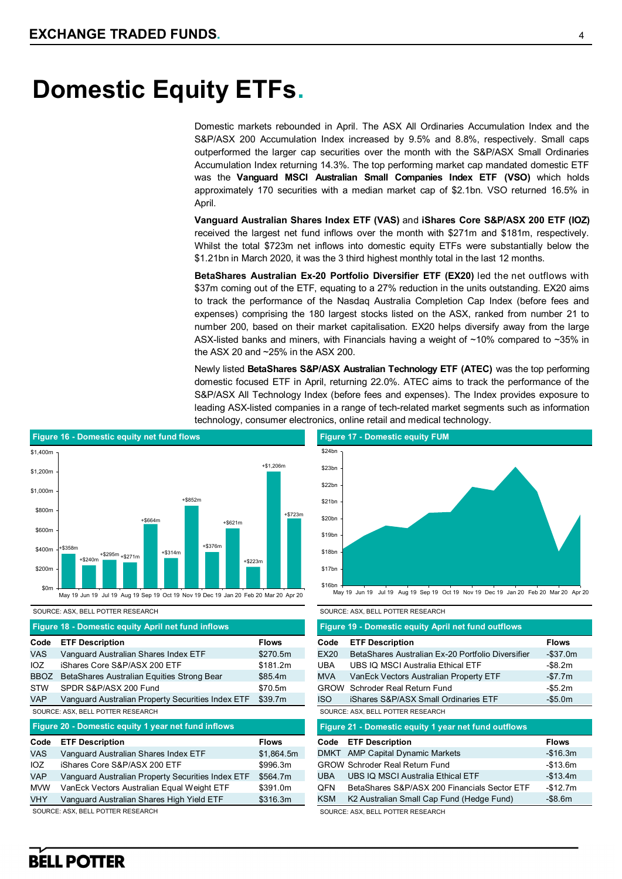# Domestic Equity ETFs.

Domestic markets rebounded in April. The ASX All Ordinaries Accumulation Index and the S&P/ASX 200 Accumulation Index increased by 9.5% and 8.8%, respectively. Small caps outperformed the larger cap securities over the month with the S&P/ASX Small Ordinaries Accumulation Index returning 14.3%. The top performing market cap mandated domestic ETF was the **Vanguard MSCI Australian Small Companies Index ETF (VSO)** which holds approximately 170 securities with a median market cap of $2.1bn. VSO returned 16.5% in April.

**Vanguard Australian Shares Index ETF (VAS)** and **iShares Core S&P/ASX 200 ETF (IOZ)** received the largest net fund inflows over the month with $271m and $181m, respectively. Whilst the total $723m net inflows into domestic equity ETFs were substantially below the $1.21bn in March 2020, it was the 3 third highest monthly total in the last 12 months.

**BetaShares Australian Ex-20 Portfolio Diversifier ETF (EX20)** led the net outflows with $37m coming out of the ETF, equating to a 27% reduction in the units outstanding. EX20 aims to track the performance of the Nasdaq Australia Completion Cap Index (before fees and expenses) comprising the 180 largest stocks listed on the ASX, ranked from number 21 to number 200, based on their market capitalisation. EX20 helps diversify away from the large ASX-listed banks and miners, with Financials having a weight of ~10% compared to ~35% in the ASX 20 and ~25% in the ASX 200.

Newly listed **BetaShares S&P/ASX Australian Technology ETF (ATEC)** was the top performing domestic focused ETF in April, returning 22.0%. ATEC aims to track the performance of the S&P/ASX All Technology Index (before fees and expenses). The Index provides exposure to leading ASX-listed companies in a range of tech-related market segments such as information technology, consumer electronics, online retail and medical technology.

**Figure 16 - Domestic equity net fund flows**

| Month | Net fund flows |
|---|---|
| May 19 | +$358m |
| Jun 19 | +$240m |
| Jul 19 | +$295m |
| Aug 19 | +$271m |
| Sep 19 | +$664m |
| Oct 19 | +$314m |
| Nov 19 | +$852m |
| Dec 19 | +$376m |
| Jan 20 | +$621m |
| Feb 20 | +$223m |
| Mar 20 | +$1,206m |
| Apr 20 | +$723m |

SOURCE: ASX, BELL POTTER RESEARCH

**Figure 17 - Domestic equity FUM**

SOURCE: ASX, BELL POTTER RESEARCH

**Figure 18 - Domestic equity April net fund inflows**

| Code | ETF Description | Flows |
|---|---|---|
| VAS | Vanguard Australian Shares Index ETF | $270.5m |
| IOZ | iShares Core S&P/ASX 200 ETF | $181.2m |
| BBOZ | BetaShares Australian Equities Strong Bear | $85.4m |
| STW | SPDR S&P/ASX 200 Fund | $70.5m |
| VAP | Vanguard Australian Property Securities Index ETF | $39.7m |

SOURCE: ASX, BELL POTTER RESEARCH

**Figure 19 - Domestic equity April net fund outflows**

| Code | ETF Description | Flows |
|---|---|---|
| EX20 | BetaShares Australian Ex-20 Portfolio Diversifier | -$37.0m |
| UBA | UBS IQ MSCI Australia Ethical ETF | -$8.2m |
| MVA | VanEck Vectors Australian Property ETF | -$7.7m |
| GROW | Schroder Real Return Fund | -$5.2m |
| ISO | iShares S&P/ASX Small Ordinaries ETF | -$5.0m |

SOURCE: ASX, BELL POTTER RESEARCH

**Figure 20 - Domestic equity 1 year net fund inflows**

| Code | ETF Description | Flows |
|---|---|---|
| VAS | Vanguard Australian Shares Index ETF | $1,864.5m |
| IOZ | iShares Core S&P/ASX 200 ETF | $996.3m |
| VAP | Vanguard Australian Property Securities Index ETF | $564.7m |
| MVW | VanEck Vectors Australian Equal Weight ETF | $391.0m |
| VHY | Vanguard Australian Shares High Yield ETF | $316.3m |

SOURCE: ASX, BELL POTTER RESEARCH

**Figure 21 - Domestic equity 1 year net fund outflows**

| Code | ETF Description | Flows |
|---|---|---|
| DMKT | AMP Capital Dynamic Markets | -$16.3m |
| GROW | Schroder Real Return Fund | -$13.6m |
| UBA | UBS IQ MSCI Australia Ethical ETF | -$13.4m |
| QFN | BetaShares S&P/ASX 200 Financials Sector ETF | -$12.7m |
| KSM | K2 Australian Small Cap Fund (Hedge Fund) | -$8.6m |

SOURCE: ASX, BELL POTTER RESEARCH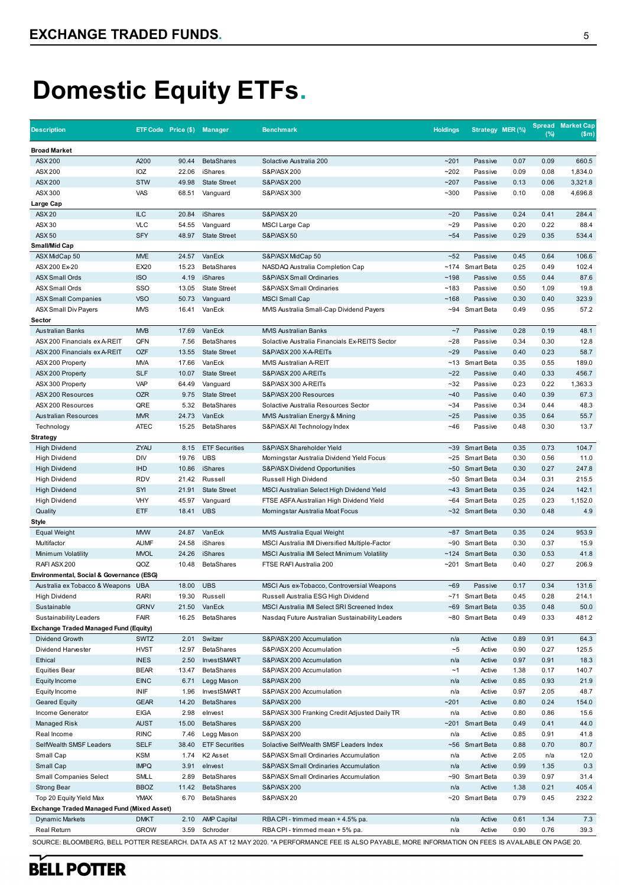# Domestic Equity ETFs.

| Description | ETF Code | Price ($) | Manager | Benchmark | Holdings | Strategy | MER (%) | Spread (%) | Market Cap ($m) |
|---|---|---|---|---|---|---|---|---|---|
| **Broad Market** | | | | | | | | | |
| ASX 200 | A200 | 90.44 | BetaShares | Solactive Australia 200 | ~201 | Passive | 0.07 | 0.09 | 660.5 |
| ASX 200 | IOZ | 22.06 | iShares | S&P/ASX 200 | ~202 | Passive | 0.09 | 0.08 | 1,834.0 |
| ASX 200 | STW | 49.98 | State Street | S&P/ASX 200 | ~207 | Passive | 0.13 | 0.06 | 3,321.8 |
| ASX 300 | VAS | 68.51 | Vanguard | S&P/ASX 300 | ~300 | Passive | 0.10 | 0.08 | 4,696.8 |
| **Large Cap** | | | | | | | | | |
| ASX 20 | ILC | 20.84 | iShares | S&P/ASX 20 | ~20 | Passive | 0.24 | 0.41 | 284.4 |
| ASX 30 | VLC | 54.55 | Vanguard | MSCI Large Cap | ~29 | Passive | 0.20 | 0.22 | 88.4 |
| ASX 50 | SFY | 48.97 | State Street | S&P/ASX 50 | ~54 | Passive | 0.29 | 0.35 | 534.4 |
| **Small/Mid Cap** | | | | | | | | | |
| ASX MidCap 50 | MVE | 24.57 | VanEck | S&P/ASX MidCap 50 | ~52 | Passive | 0.45 | 0.64 | 106.6 |
| ASX 200 Ex-20 | EX20 | 15.23 | BetaShares | NASDAQ Australia Completion Cap | ~174 | Smart Beta | 0.25 | 0.49 | 102.4 |
| ASX Small Ords | ISO | 4.19 | iShares | S&P/ASX Small Ordinaries | ~198 | Passive | 0.55 | 0.44 | 87.6 |
| ASX Small Ords | SSO | 13.05 | State Street | S&P/ASX Small Ordinaries | ~183 | Passive | 0.50 | 1.09 | 19.8 |
| ASX Small Companies | VSO | 50.73 | Vanguard | MSCI Small Cap | ~168 | Passive | 0.30 | 0.40 | 323.9 |
| ASX Small Div Payers | MVS | 16.41 | VanEck | MVIS Australia Small-Cap Dividend Payers | ~94 | Smart Beta | 0.49 | 0.95 | 57.2 |
| **Sector** | | | | | | | | | |
| Australian Banks | MVB | 17.69 | VanEck | MVIS Australian Banks | ~7 | Passive | 0.28 | 0.19 | 48.1 |
| ASX 200 Financials ex A-REIT | QFN | 7.56 | BetaShares | Solactive Australia Financials Ex-REITS Sector | ~28 | Passive | 0.34 | 0.30 | 12.8 |
| ASX 200 Financials ex A-REIT | OZF | 13.55 | State Street | S&P/ASX 200 X-A-REITs | ~29 | Passive | 0.40 | 0.23 | 58.7 |
| ASX 200 Property | MVA | 17.66 | VanEck | MVIS Australian A-REIT | ~13 | Smart Beta | 0.35 | 0.55 | 189.0 |
| ASX 200 Property | SLF | 10.07 | State Street | S&P/ASX 200 A-REITs | ~22 | Passive | 0.40 | 0.33 | 456.7 |
| ASX 300 Property | VAP | 64.49 | Vanguard | S&P/ASX 300 A-REITs | ~32 | Passive | 0.23 | 0.22 | 1,363.3 |
| ASX 200 Resources | OZR | 9.75 | State Street | S&P/ASX 200 Resources | ~40 | Passive | 0.40 | 0.39 | 67.3 |
| ASX 200 Resources | QRE | 5.32 | BetaShares | Solactive Australia Resources Sector | ~34 | Passive | 0.34 | 0.44 | 48.3 |
| Australian Resources | MVR | 24.73 | VanEck | MVIS Australian Energy & Mining | ~25 | Passive | 0.35 | 0.64 | 55.7 |
| Technology | ATEC | 15.25 | BetaShares | S&P/ASX All Technology Index | ~46 | Passive | 0.48 | 0.30 | 13.7 |
| **Strategy** | | | | | | | | | |
| High Dividend | ZYAU | 8.15 | ETF Securities | S&P/ASX Shareholder Yield | ~39 | Smart Beta | 0.35 | 0.73 | 104.7 |
| High Dividend | DIV | 19.76 | UBS | Morningstar Australia Dividend Yield Focus | ~25 | Smart Beta | 0.30 | 0.56 | 11.0 |
| High Dividend | IHD | 10.86 | iShares | S&P/ASX Dividend Opportunities | ~50 | Smart Beta | 0.30 | 0.27 | 247.8 |
| High Dividend | RDV | 21.42 | Russell | Russell High Dividend | ~50 | Smart Beta | 0.34 | 0.31 | 215.5 |
| High Dividend | SYI | 21.91 | State Street | MSCI Australian Select High Dividend Yield | ~43 | Smart Beta | 0.35 | 0.24 | 142.1 |
| High Dividend | VHY | 45.97 | Vanguard | FTSE ASFA Australian High Dividend Yield | ~64 | Smart Beta | 0.25 | 0.23 | 1,152.0 |
| Quality | ETF | 18.41 | UBS | Morningstar Australia Moat Focus | ~32 | Smart Beta | 0.30 | 0.48 | 4.9 |
| **Style** | | | | | | | | | |
| Equal Weight | MVW | 24.87 | VanEck | MVIS Australia Equal Weight | ~87 | Smart Beta | 0.35 | 0.24 | 953.9 |
| Multifactor | AUMF | 24.58 | iShares | MSCI Australia IMI Diversified Multiple-Factor | ~90 | Smart Beta | 0.30 | 0.37 | 15.9 |
| Minimum Volatility | MVOL | 24.26 | iShares | MSCI Australia IMI Select Minimum Volatility | ~124 | Smart Beta | 0.30 | 0.53 | 41.8 |
| RAFI ASX 200 | QOZ | 10.48 | BetaShares | FTSE RAFI Australia 200 | ~201 | Smart Beta | 0.40 | 0.27 | 206.9 |
| **Environmental, Social & Governance (ESG)** | | | | | | | | | |
| Australia ex Tobacco & Weapons | UBA | 18.00 | UBS | MSCI Aus ex-Tobacco, Controversial Weapons | ~69 | Passive | 0.17 | 0.34 | 131.6 |
| High Dividend | RARI | 19.30 | Russell | Russell Australia ESG High Dividend | ~71 | Smart Beta | 0.45 | 0.28 | 214.1 |
| Sustainable | GRNV | 21.50 | VanEck | MSCI Australia IMI Select SRI Screened Index | ~69 | Smart Beta | 0.35 | 0.48 | 50.0 |
| Sustainability Leaders | FAIR | 16.25 | BetaShares | Nasdaq Future Australian Sustainability Leaders | ~80 | Smart Beta | 0.49 | 0.33 | 481.2 |
| **Exchange Traded Managed Fund (Equity)** | | | | | | | | | |
| Dividend Growth | SWTZ | 2.01 | Switzer | S&P/ASX 200 Accumulation | n/a | Active | 0.89 | 0.91 | 64.3 |
| Dividend Harvester | HVST | 12.97 | BetaShares | S&P/ASX 200 Accumulation | ~5 | Active | 0.90 | 0.27 | 125.5 |
| Ethical | INES | 2.50 | InvestSMART | S&P/ASX 200 Accumulation | n/a | Active | 0.97 | 0.91 | 18.3 |
| Equities Bear | BEAR | 13.47 | BetaShares | S&P/ASX 200 Accumulation | ~1 | Active | 1.38 | 0.17 | 140.7 |
| Equity Income | EINC | 6.71 | Legg Mason | S&P/ASX 200 | n/a | Active | 0.85 | 0.93 | 21.9 |
| Equity Income | INIF | 1.96 | InvestSMART | S&P/ASX 200 Accumulation | n/a | Active | 0.97 | 2.05 | 48.7 |
| Geared Equity | GEAR | 14.20 | BetaShares | S&P/ASX 200 | ~201 | Active | 0.80 | 0.24 | 154.0 |
| Income Generator | EIGA | 2.98 | eInvest | S&P/ASX 300 Franking Credit Adjusted Daily TR | n/a | Active | 0.80 | 0.86 | 15.6 |
| Managed Risk | AUST | 15.00 | BetaShares | S&P/ASX 200 | ~201 | Smart Beta | 0.49 | 0.41 | 44.0 |
| Real Income | RINC | 7.46 | Legg Mason | S&P/ASX 200 | n/a | Active | 0.85 | 0.91 | 41.8 |
| SelfWealth SMSF Leaders | SELF | 38.40 | ETF Securities | Solactive SelfWealth SMSF Leaders Index | ~56 | Smart Beta | 0.88 | 0.70 | 80.7 |
| Small Cap | KSM | 1.74 | K2 Asset | S&P/ASX Small Ordinaries Accumulation | n/a | Active | 2.05 | n/a | 12.0 |
| Small Cap | IMPQ | 3.91 | eInvest | S&P/ASX Small Ordinaries Accumulation | n/a | Active | 0.99 | 1.35 | 0.3 |
| Small Companies Select | SMLL | 2.89 | BetaShares | S&P/ASX Small Ordinaries Accumulation | ~90 | Smart Beta | 0.39 | 0.97 | 31.4 |
| Strong Bear | BBOZ | 11.42 | BetaShares | S&P/ASX 200 | n/a | Active | 1.38 | 0.21 | 405.4 |
| Top 20 Equity Yield Max | YMAX | 6.70 | BetaShares | S&P/ASX 20 | ~20 | Smart Beta | 0.79 | 0.45 | 232.2 |
| **Exchange Traded Managed Fund (Mixed Asset)** | | | | | | | | | |
| Dynamic Markets | DMKT | 2.10 | AMP Capital | RBA CPI - trimmed mean + 4.5% pa. | n/a | Active | 0.61 | 1.34 | 7.3 |
| Real Return | GROW | 3.59 | Schroder | RBA CPI - trimmed mean + 5% pa. | n/a | Active | 0.90 | 0.76 | 39.3 |

SOURCE: BLOOMBERG, BELL POTTER RESEARCH. DATA AS AT 12 MAY 2020. *A PERFORMANCE FEE IS ALSO PAYABLE, MORE INFORMATION ON FEES IS AVAILABLE ON PAGE 20.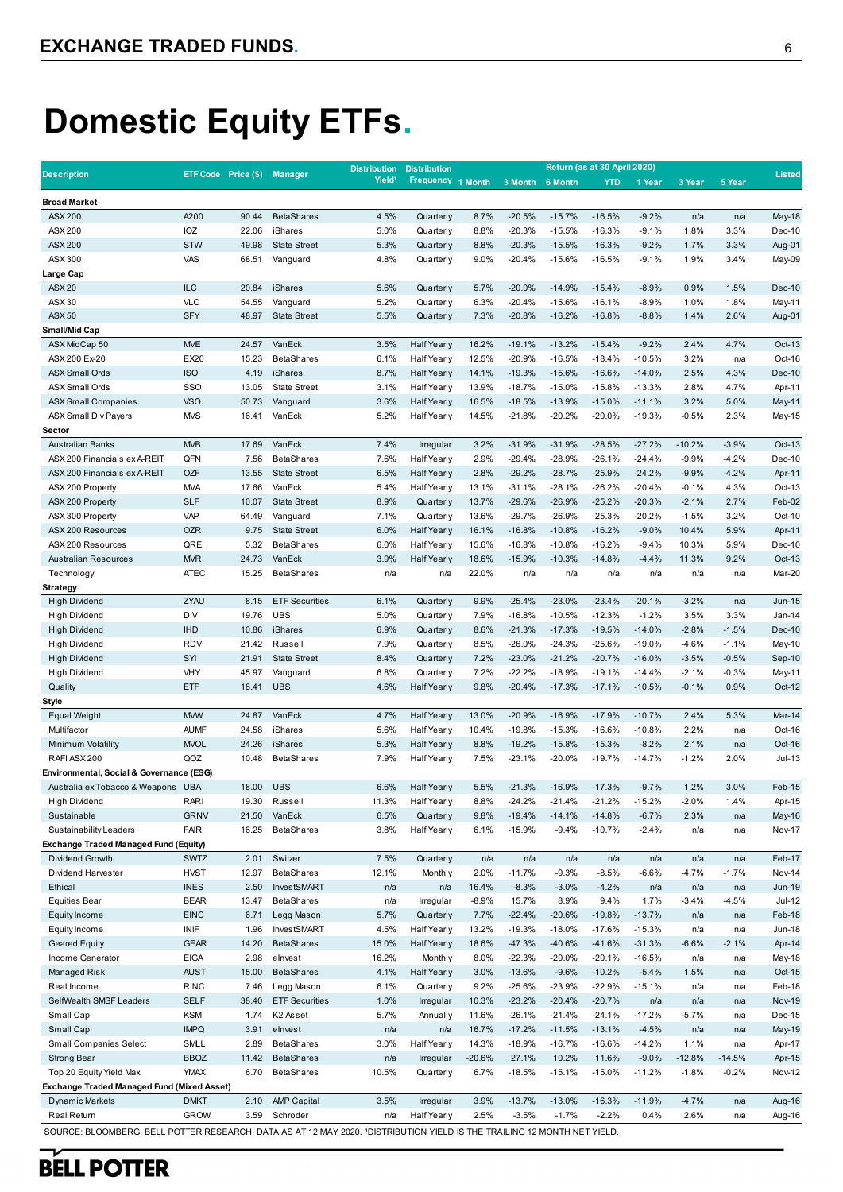# Domestic Equity ETFs.

| Description | ETF Code | Price ($) | Manager | Distribution Yield[1] | Distribution Frequency | Return (as at 30 April 2020) 1 Month | 3 Month | 6 Month | YTD | 1 Year | 3 Year | 5 Year | Listed |
|---|---|---|---|---|---|---|---|---|---|---|---|---|---|
| **Broad Market** | | | | | | | | | | | | | |
| ASX 200 | A200 | 90.44 | BetaShares | 4.5% | Quarterly | 8.7% | -20.5% | -15.7% | -16.5% | -9.2% | n/a | n/a | May-18 |
| ASX 200 | IOZ | 22.06 | iShares | 5.0% | Quarterly | 8.8% | -20.3% | -15.5% | -16.3% | -9.1% | 1.8% | 3.3% | Dec-10 |
| ASX 200 | STW | 49.98 | State Street | 5.3% | Quarterly | 8.8% | -20.3% | -15.5% | -16.3% | -9.2% | 1.7% | 3.3% | Aug-01 |
| ASX 300 | VAS | 68.51 | Vanguard | 4.8% | Quarterly | 9.0% | -20.4% | -15.6% | -16.5% | -9.1% | 1.9% | 3.4% | May-09 |
| **Large Cap** | | | | | | | | | | | | | |
| ASX 20 | ILC | 20.84 | iShares | 5.6% | Quarterly | 5.7% | -20.0% | -14.9% | -15.4% | -8.9% | 0.9% | 1.5% | Dec-10 |
| ASX 30 | VLC | 54.55 | Vanguard | 5.2% | Quarterly | 6.3% | -20.4% | -15.6% | -16.1% | -8.9% | 1.0% | 1.8% | May-11 |
| ASX 50 | SFY | 48.97 | State Street | 5.5% | Quarterly | 7.3% | -20.8% | -16.2% | -16.8% | -8.8% | 1.4% | 2.6% | Aug-01 |
| **Small/Mid Cap** | | | | | | | | | | | | | |
| ASX MidCap 50 | MVE | 24.57 | VanEck | 3.5% | Half Yearly | 16.2% | -19.1% | -13.2% | -15.4% | -9.2% | 2.4% | 4.7% | Oct-13 |
| ASX 200 Ex-20 | EX20 | 15.23 | BetaShares | 6.1% | Half Yearly | 12.5% | -20.9% | -16.5% | -18.4% | -10.5% | 3.2% | n/a | Oct-16 |
| ASX Small Ords | ISO | 4.19 | iShares | 8.7% | Half Yearly | 14.1% | -19.3% | -15.6% | -16.6% | -14.0% | 2.5% | 4.3% | Dec-10 |
| ASX Small Ords | SSO | 13.05 | State Street | 3.1% | Half Yearly | 13.9% | -18.7% | -15.0% | -15.8% | -13.3% | 2.8% | 4.7% | Apr-11 |
| ASX Small Companies | VSO | 50.73 | Vanguard | 3.6% | Half Yearly | 16.5% | -18.5% | -13.9% | -15.0% | -11.1% | 3.2% | 5.0% | May-11 |
| ASX Small Div Payers | MVS | 16.41 | VanEck | 5.2% | Half Yearly | 14.5% | -21.8% | -20.2% | -20.0% | -19.3% | -0.5% | 2.3% | May-15 |
| **Sector** | | | | | | | | | | | | | |
| Australian Banks | MVB | 17.69 | VanEck | 7.4% | Irregular | 3.2% | -31.9% | -31.9% | -28.5% | -27.2% | -10.2% | -3.9% | Oct-13 |
| ASX 200 Financials ex A-REIT | QFN | 7.56 | BetaShares | 7.6% | Half Yearly | 2.9% | -29.4% | -28.9% | -26.1% | -24.4% | -9.9% | -4.2% | Dec-10 |
| ASX 200 Financials ex A-REIT | OZF | 13.55 | State Street | 6.5% | Half Yearly | 2.8% | -29.2% | -28.7% | -25.9% | -24.2% | -9.9% | -4.2% | Apr-11 |
| ASX 200 Property | MVA | 17.66 | VanEck | 5.4% | Half Yearly | 13.1% | -31.1% | -28.1% | -26.2% | -20.4% | -0.1% | 4.3% | Oct-13 |
| ASX 200 Property | SLF | 10.07 | State Street | 8.9% | Quarterly | 13.7% | -29.6% | -26.9% | -25.2% | -20.3% | -2.1% | 2.7% | Feb-02 |
| ASX 300 Property | VAP | 64.49 | Vanguard | 7.1% | Quarterly | 13.6% | -29.7% | -26.9% | -25.3% | -20.2% | -1.5% | 3.2% | Oct-10 |
| ASX 200 Resources | OZR | 9.75 | State Street | 6.0% | Half Yearly | 16.1% | -16.8% | -10.8% | -16.2% | -9.0% | 10.4% | 5.9% | Apr-11 |
| ASX 200 Resources | QRE | 5.32 | BetaShares | 6.0% | Half Yearly | 15.6% | -16.8% | -10.8% | -16.2% | -9.4% | 10.3% | 5.9% | Dec-10 |
| Australian Resources | MVR | 24.73 | VanEck | 3.9% | Half Yearly | 18.6% | -15.9% | -10.3% | -14.8% | -4.4% | 11.3% | 9.2% | Oct-13 |
| Technology | ATEC | 15.25 | BetaShares | n/a | n/a | 22.0% | n/a | n/a | n/a | n/a | n/a | n/a | Mar-20 |
| **Strategy** | | | | | | | | | | | | | |
| High Dividend | ZYAU | 8.15 | ETF Securities | 6.1% | Quarterly | 9.9% | -25.4% | -23.0% | -23.4% | -20.1% | -3.2% | n/a | Jun-15 |
| High Dividend | DIV | 19.76 | UBS | 5.0% | Quarterly | 7.9% | -16.8% | -10.5% | -12.3% | -1.2% | 3.5% | 3.3% | Jan-14 |
| High Dividend | IHD | 10.86 | iShares | 6.9% | Quarterly | 8.6% | -21.3% | -17.3% | -19.5% | -14.0% | -2.8% | -1.5% | Dec-10 |
| High Dividend | RDV | 21.42 | Russell | 7.9% | Quarterly | 8.5% | -26.0% | -24.3% | -25.6% | -19.0% | -4.6% | -1.1% | May-10 |
| High Dividend | SYI | 21.91 | State Street | 8.4% | Quarterly | 7.2% | -23.0% | -21.2% | -20.7% | -16.0% | -3.5% | -0.5% | Sep-10 |
| High Dividend | VHY | 45.97 | Vanguard | 6.8% | Quarterly | 7.2% | -22.2% | -18.9% | -19.1% | -14.4% | -2.1% | -0.3% | May-11 |
| Quality | ETF | 18.41 | UBS | 4.6% | Half Yearly | 9.8% | -20.4% | -17.3% | -17.1% | -10.5% | -0.1% | 0.9% | Oct-12 |
| **Style** | | | | | | | | | | | | | |
| Equal Weight | MVW | 24.87 | VanEck | 4.7% | Half Yearly | 13.0% | -20.9% | -16.9% | -17.9% | -10.7% | 2.4% | 5.3% | Mar-14 |
| Multifactor | AUMF | 24.58 | iShares | 5.6% | Half Yearly | 10.4% | -19.8% | -15.3% | -16.6% | -10.8% | 2.2% | n/a | Oct-16 |
| Minimum Volatility | MVOL | 24.26 | iShares | 5.3% | Half Yearly | 8.8% | -19.2% | -15.8% | -15.3% | -8.2% | 2.1% | n/a | Oct-16 |
| RAFI ASX 200 | QOZ | 10.48 | BetaShares | 7.9% | Half Yearly | 7.5% | -23.1% | -20.0% | -19.7% | -14.7% | -1.2% | 2.0% | Jul-13 |
| **Environmental, Social & Governance (ESG)** | | | | | | | | | | | | | |
| Australia ex Tobacco & Weapons | UBA | 18.00 | UBS | 6.6% | Half Yearly | 5.5% | -21.3% | -16.9% | -17.3% | -9.7% | 1.2% | 3.0% | Feb-15 |
| High Dividend | RARI | 19.30 | Russell | 11.3% | Half Yearly | 8.8% | -24.2% | -21.4% | -21.2% | -15.2% | -2.0% | 1.4% | Apr-15 |
| Sustainable | GRNV | 21.50 | VanEck | 6.5% | Quarterly | 9.8% | -19.4% | -14.1% | -14.8% | -6.7% | 2.3% | n/a | May-16 |
| Sustainability Leaders | FAIR | 16.25 | BetaShares | 3.8% | Half Yearly | 6.1% | -15.9% | -9.4% | -10.7% | -2.4% | n/a | n/a | Nov-17 |
| **Exchange Traded Managed Fund (Equity)** | | | | | | | | | | | | | |
| Dividend Growth | SWTZ | 2.01 | Switzer | 7.5% | Quarterly | n/a | n/a | n/a | n/a | n/a | n/a | n/a | Feb-17 |
| Dividend Harvester | HVST | 12.97 | BetaShares | 12.1% | Monthly | 2.0% | -11.7% | -9.3% | -8.5% | -6.6% | -4.7% | -1.7% | Nov-14 |
| Ethical | INES | 2.50 | InvestSMART | n/a | n/a | 16.4% | -8.3% | -3.0% | -4.2% | n/a | n/a | n/a | Jun-19 |
| Equities Bear | BEAR | 13.47 | BetaShares | n/a | Irregular | -8.9% | 15.7% | 8.9% | 9.4% | 1.7% | -3.4% | -4.5% | Jul-12 |
| Equity Income | EINC | 6.71 | Legg Mason | 5.7% | Quarterly | 7.7% | -22.4% | -20.6% | -19.8% | -13.7% | n/a | n/a | Feb-18 |
| Equity Income | INIF | 1.96 | InvestSMART | 4.5% | Half Yearly | 13.2% | -19.3% | -18.0% | -17.6% | -15.3% | n/a | n/a | Jun-18 |
| Geared Equity | GEAR | 14.20 | BetaShares | 15.0% | Half Yearly | 18.6% | -47.3% | -40.6% | -41.6% | -31.3% | -6.6% | -2.1% | Apr-14 |
| Income Generator | EIGA | 2.98 | eInvest | 16.2% | Monthly | 8.0% | -22.3% | -20.0% | -20.1% | -16.5% | n/a | n/a | May-18 |
| Managed Risk | AUST | 15.00 | BetaShares | 4.1% | Half Yearly | 3.0% | -13.6% | -9.6% | -10.2% | -5.4% | 1.5% | n/a | Oct-15 |
| Real Income | RINC | 7.46 | Legg Mason | 6.1% | Quarterly | 9.2% | -25.6% | -23.9% | -22.9% | -15.1% | n/a | n/a | Feb-18 |
| SelfWealth SMSF Leaders | SELF | 38.40 | ETF Securities | 1.0% | Irregular | 10.3% | -23.2% | -20.4% | -20.7% | n/a | n/a | n/a | Nov-19 |
| Small Cap | KSM | 1.74 | K2 Asset | 5.7% | Annually | 11.6% | -26.1% | -21.4% | -24.1% | -17.2% | -5.7% | n/a | Dec-15 |
| Small Cap | IMPQ | 3.91 | eInvest | n/a | n/a | 16.7% | -17.2% | -11.5% | -13.1% | -4.5% | n/a | n/a | May-19 |
| Small Companies Select | SMLL | 2.89 | BetaShares | 3.0% | Half Yearly | 14.3% | -18.9% | -16.7% | -16.6% | -14.2% | 1.1% | n/a | Apr-17 |
| Strong Bear | BBOZ | 11.42 | BetaShares | n/a | Irregular | -20.6% | 27.1% | 10.2% | 11.6% | -9.0% | -12.8% | -14.5% | Apr-15 |
| Top 20 Equity Yield Max | YMAX | 6.70 | BetaShares | 10.5% | Quarterly | 6.7% | -18.5% | -15.1% | -15.0% | -11.2% | -1.8% | -0.2% | Nov-12 |
| **Exchange Traded Managed Fund (Mixed Asset)** | | | | | | | | | | | | | |
| Dynamic Markets | DMKT | 2.10 | AMP Capital | 3.5% | Irregular | 3.9% | -13.7% | -13.0% | -16.3% | -11.9% | -4.7% | n/a | Aug-16 |
| Real Return | GROW | 3.59 | Schroder | n/a | Half Yearly | 2.5% | -3.5% | -1.7% | -2.2% | 0.4% | 2.6% | n/a | Aug-16 |

SOURCE: BLOOMBERG, BELL POTTER RESEARCH. DATA AS AT 12 MAY 2020. [1]DISTRIBUTION YIELD IS THE TRAILING 12 MONTH NET YIELD.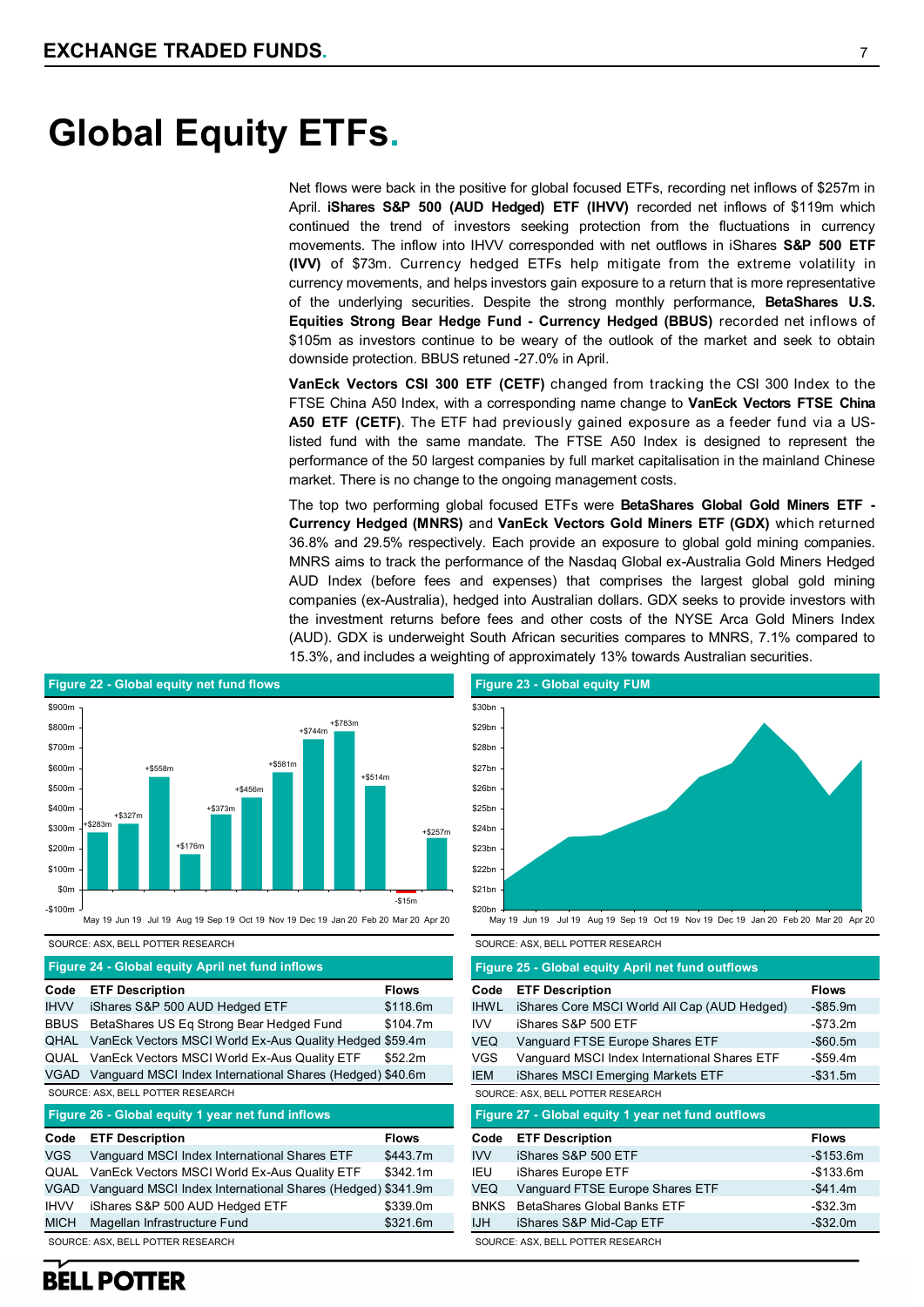# Global Equity ETFs.

Net flows were back in the positive for global focused ETFs, recording net inflows of $257m in April. **iShares S&P 500 (AUD Hedged) ETF (IHVV)** recorded net inflows of $119m which continued the trend of investors seeking protection from the fluctuations in currency movements. The inflow into IHVV corresponded with net outflows in iShares **S&P 500 ETF (IVV)** of $73m. Currency hedged ETFs help mitigate from the extreme volatility in currency movements, and helps investors gain exposure to a return that is more representative of the underlying securities. Despite the strong monthly performance, **BetaShares U.S. Equities Strong Bear Hedge Fund - Currency Hedged (BBUS)** recorded net inflows of $105m as investors continue to be weary of the outlook of the market and seek to obtain downside protection. BBUS retuned -27.0% in April.

**VanEck Vectors CSI 300 ETF (CETF)** changed from tracking the CSI 300 Index to the FTSE China A50 Index, with a corresponding name change to **VanEck Vectors FTSE China A50 ETF (CETF)**. The ETF had previously gained exposure as a feeder fund via a US-listed fund with the same mandate. The FTSE A50 Index is designed to represent the performance of the 50 largest companies by full market capitalisation in the mainland Chinese market. There is no change to the ongoing management costs.

The top two performing global focused ETFs were **BetaShares Global Gold Miners ETF - Currency Hedged (MNRS)** and **VanEck Vectors Gold Miners ETF (GDX)** which returned 36.8% and 29.5% respectively. Each provide an exposure to global gold mining companies. MNRS aims to track the performance of the Nasdaq Global ex-Australia Gold Miners Hedged AUD Index (before fees and expenses) that comprises the largest global gold mining companies (ex-Australia), hedged into Australian dollars. GDX seeks to provide investors with the investment returns before fees and other costs of the NYSE Arca Gold Miners Index (AUD). GDX is underweight South African securities compares to MNRS, 7.1% compared to 15.3%, and includes a weighting of approximately 13% towards Australian securities.

**Figure 22 - Global equity net fund flows**

| Month | Net fund flows |
|---|---|
| May 19 | +$283m |
| Jun 19 | +$327m |
| Jul 19 | +$558m |
| Aug 19 | +$176m |
| Sep 19 | +$373m |
| Oct 19 | +$456m |
| Nov 19 | +$581m |
| Dec 19 | +$744m |
| Jan 20 | +$783m |
| Feb 20 | +$514m |
| Mar 20 | -$15m |
| Apr 20 | +$257m |

SOURCE: ASX, BELL POTTER RESEARCH

**Figure 23 - Global equity FUM**

SOURCE: ASX, BELL POTTER RESEARCH

**Figure 24 - Global equity April net fund inflows**

| Code | ETF Description | Flows |
|---|---|---|
| IHVV | iShares S&P 500 AUD Hedged ETF | $118.6m |
| BBUS | BetaShares US Eq Strong Bear Hedged Fund | $104.7m |
| QHAL | VanEck Vectors MSCI World Ex-Aus Quality Hedged | $59.4m |
| QUAL | VanEck Vectors MSCI World Ex-Aus Quality ETF | $52.2m |
| VGAD | Vanguard MSCI Index International Shares (Hedged) | $40.6m |

SOURCE: ASX, BELL POTTER RESEARCH

**Figure 25 - Global equity April net fund outflows**

| Code | ETF Description | Flows |
|---|---|---|
| IHWL | iShares Core MSCI World All Cap (AUD Hedged) | -$85.9m |
| IVV | iShares S&P 500 ETF | -$73.2m |
| VEQ | Vanguard FTSE Europe Shares ETF | -$60.5m |
| VGS | Vanguard MSCI Index International Shares ETF | -$59.4m |
| IEM | iShares MSCI Emerging Markets ETF | -$31.5m |

SOURCE: ASX, BELL POTTER RESEARCH

**Figure 26 - Global equity 1 year net fund inflows**

| Code | ETF Description | Flows |
|---|---|---|
| VGS | Vanguard MSCI Index International Shares ETF | $443.7m |
| QUAL | VanEck Vectors MSCI World Ex-Aus Quality ETF | $342.1m |
| VGAD | Vanguard MSCI Index International Shares (Hedged) | $341.9m |
| IHVV | iShares S&P 500 AUD Hedged ETF | $339.0m |
| MICH | Magellan Infrastructure Fund | $321.6m |

SOURCE: ASX, BELL POTTER RESEARCH

**Figure 27 - Global equity 1 year net fund outflows**

| Code | ETF Description | Flows |
|---|---|---|
| IVV | iShares S&P 500 ETF | -$153.6m |
| IEU | iShares Europe ETF | -$133.6m |
| VEQ | Vanguard FTSE Europe Shares ETF | -$41.4m |
| BNKS | BetaShares Global Banks ETF | -$32.3m |
| IJH | iShares S&P Mid-Cap ETF | -$32.0m |

SOURCE: ASX, BELL POTTER RESEARCH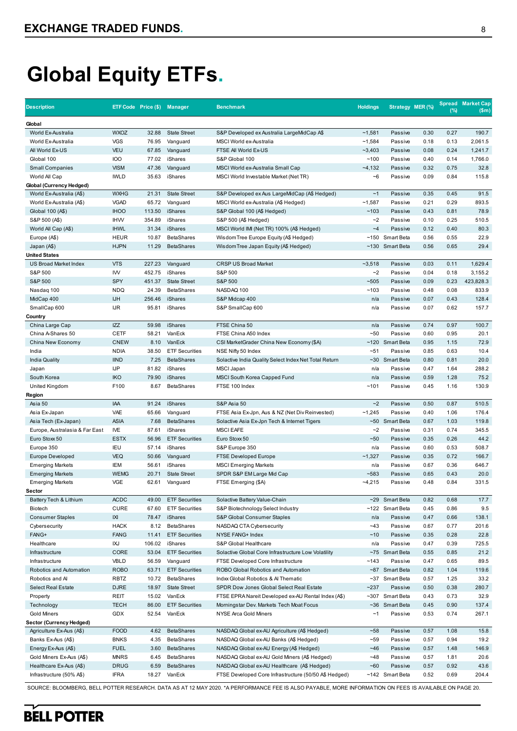# Global Equity ETFs.

| Description | ETF Code | Price ($) | Manager | Benchmark | Holdings | Strategy | MER (%) | Spread (%) | Market Cap ($m) |
|---|---|---|---|---|---|---|---|---|---|
| **Global** | | | | | | | | | |
| World Ex-Australia | WXOZ | 32.88 | State Street | S&P Developed ex Australia LargeMidCap A$ | ~1,581 | Passive | 0.30 | 0.27 | 190.7 |
| World Ex-Australia | VGS | 76.95 | Vanguard | MSCI World ex-Australia | ~1,584 | Passive | 0.18 | 0.13 | 2,061.5 |
| All World Ex-US | VEU | 67.85 | Vanguard | FTSE All World Ex-US | ~3,403 | Passive | 0.08 | 0.24 | 1,241.7 |
| Global 100 | IOO | 77.02 | iShares | S&P Global 100 | ~100 | Passive | 0.40 | 0.14 | 1,766.0 |
| Small Companies | VISM | 47.36 | Vanguard | MSCI World ex-Australia Small Cap | ~4,132 | Passive | 0.32 | 0.75 | 32.8 |
| World All Cap | IWLD | 35.63 | iShares | MSCI World Investable Market (Net TR) | ~6 | Passive | 0.09 | 0.84 | 115.8 |
| **Global (Currency Hedged)** | | | | | | | | | |
| World Ex-Australia (A$) | WXHG | 21.31 | State Street | S&P Developed ex Aus LargeMidCap (A$ Hedged) | ~1 | Passive | 0.35 | 0.45 | 91.5 |
| World Ex-Australia (A$) | VGAD | 65.72 | Vanguard | MSCI World ex-Australia (A$ Hedged) | ~1,587 | Passive | 0.21 | 0.29 | 893.5 |
| Global 100 (A$) | IHOO | 113.50 | iShares | S&P Global 100 (A$ Hedged) | ~103 | Passive | 0.43 | 0.81 | 78.9 |
| S&P 500 (A$) | IHVV | 354.89 | iShares | S&P 500 (A$ Hedged) | ~2 | Passive | 0.10 | 0.25 | 510.5 |
| World All Cap (A$) | IHWL | 31.34 | iShares | MSCI World IMI (Net TR) 100% (A$ Hedged) | ~4 | Passive | 0.12 | 0.40 | 80.3 |
| Europe (A$) | HEUR | 10.87 | BetaShares | WisdomTree Europe Equity (A$ Hedged) | ~150 | Smart Beta | 0.56 | 0.55 | 22.9 |
| Japan (A$) | HJPN | 11.29 | BetaShares | WisdomTree Japan Equity (A$ Hedged) | ~130 | Smart Beta | 0.56 | 0.65 | 29.4 |
| **United States** | | | | | | | | | |
| US Broad Market Index | VTS | 227.23 | Vanguard | CRSP US Broad Market | ~3,518 | Passive | 0.03 | 0.11 | 1,629.4 |
| S&P 500 | IVV | 452.75 | iShares | S&P 500 | ~2 | Passive | 0.04 | 0.18 | 3,155.2 |
| S&P 500 | SPY | 451.37 | State Street | S&P 500 | ~505 | Passive | 0.09 | 0.23 | 423,828.3 |
| Nasdaq 100 | NDQ | 24.39 | BetaShares | NASDAQ 100 | ~103 | Passive | 0.48 | 0.08 | 833.9 |
| MidCap 400 | IJH | 256.46 | iShares | S&P Midcap 400 | n/a | Passive | 0.07 | 0.43 | 128.4 |
| SmallCap 600 | IJR | 95.81 | iShares | S&P SmallCap 600 | n/a | Passive | 0.07 | 0.62 | 157.7 |
| **Country** | | | | | | | | | |
| China Large Cap | IZZ | 59.98 | iShares | FTSE China 50 | n/a | Passive | 0.74 | 0.97 | 100.7 |
| China A-Shares 50 | CETF | 58.21 | VanEck | FTSE China A50 Index | ~50 | Passive | 0.60 | 0.95 | 20.1 |
| China New Economy | CNEW | 8.10 | VanEck | CSI MarketGrader China New Economy ($A) | ~120 | Smart Beta | 0.95 | 1.15 | 72.9 |
| India | NDIA | 38.50 | ETF Securities | NSE Nifty 50 Index | ~51 | Passive | 0.85 | 0.63 | 10.4 |
| India Quality | IIND | 7.25 | BetaShares | Solactive India Quality Select Index Net Total Return | ~30 | Smart Beta | 0.80 | 0.81 | 20.0 |
| Japan | IJP | 81.82 | iShares | MSCI Japan | n/a | Passive | 0.47 | 1.64 | 288.2 |
| South Korea | IKO | 79.90 | iShares | MSCI South Korea Capped Fund | n/a | Passive | 0.59 | 1.28 | 75.2 |
| United Kingdom | F100 | 8.67 | BetaShares | FTSE 100 Index | ~101 | Passive | 0.45 | 1.16 | 130.9 |
| **Region** | | | | | | | | | |
| Asia 50 | IAA | 91.24 | iShares | S&P Asia 50 | ~2 | Passive | 0.50 | 0.87 | 510.5 |
| Asia Ex-Japan | VAE | 65.66 | Vanguard | FTSE Asia Ex-Jpn, Aus & NZ (Net Div Reinvested) | ~1,245 | Passive | 0.40 | 1.06 | 176.4 |
| Asia Tech (Ex-Japan) | ASIA | 7.68 | BetaShares | Solactive Asia Ex-Jpn Tech & Internet Tigers | ~50 | Smart Beta | 0.67 | 1.03 | 119.8 |
| Europe, Australasia & Far East | IVE | 87.61 | iShares | MSCI EAFE | ~2 | Passive | 0.31 | 0.74 | 345.5 |
| Euro Stoxx 50 | ESTX | 56.96 | ETF Securities | Euro Stoxx 50 | ~50 | Passive | 0.35 | 0.26 | 44.2 |
| Europe 350 | IEU | 57.14 | iShares | S&P Europe 350 | n/a | Passive | 0.60 | 0.53 | 508.7 |
| Europe Developed | VEQ | 50.66 | Vanguard | FTSE Developed Europe | ~1,327 | Passive | 0.35 | 0.72 | 166.7 |
| Emerging Markets | IEM | 56.61 | iShares | MSCI Emerging Markets | n/a | Passive | 0.67 | 0.36 | 646.7 |
| Emerging Markets | WEMG | 20.71 | State Street | SPDR S&P EM Large Mid Cap | ~583 | Passive | 0.65 | 0.43 | 20.0 |
| Emerging Markets | VGE | 62.61 | Vanguard | FTSE Emerging ($A) | ~4,215 | Passive | 0.48 | 0.84 | 331.5 |
| **Sector** | | | | | | | | | |
| Battery Tech & Lithium | ACDC | 49.00 | ETF Securities | Solactive Battery Value-Chain | ~29 | Smart Beta | 0.82 | 0.68 | 17.7 |
| Biotech | CURE | 67.60 | ETF Securities | S&P Biotechnology Select Industry | ~122 | Smart Beta | 0.45 | 0.86 | 9.5 |
| Consumer Staples | IXI | 78.47 | iShares | S&P Global Consumer Staples | n/a | Passive | 0.47 | 0.66 | 138.1 |
| Cybersecurity | HACK | 8.12 | BetaShares | NASDAQ CTA Cybersecurity | ~43 | Passive | 0.67 | 0.77 | 201.6 |
| FANG+ | FANG | 11.41 | ETF Securities | NYSE FANG+ Index | ~10 | Passive | 0.35 | 0.28 | 22.8 |
| Healthcare | IXJ | 106.02 | iShares | S&P Global Healthcare | n/a | Passive | 0.47 | 0.39 | 725.5 |
| Infrastructure | CORE | 53.04 | ETF Securities | Solactive Global Core Infrastructure Low Volatility | ~75 | Smart Beta | 0.55 | 0.85 | 21.2 |
| Infrastructure | VBLD | 56.59 | Vanguard | FTSE Developed Core Infrastructure | ~143 | Passive | 0.47 | 0.65 | 89.5 |
| Robotics and Automation | ROBO | 63.71 | ETF Securities | ROBO Global Robotics and Automation | ~87 | Smart Beta | 0.82 | 1.04 | 119.6 |
| Robotics and AI | RBTZ | 10.72 | BetaShares | Indxx Global Robotics & AI Thematic | ~37 | Smart Beta | 0.57 | 1.25 | 33.2 |
| Select Real Estate | DJRE | 18.97 | State Street | SPDR Dow Jones Global Select Real Estate | ~237 | Passive | 0.50 | 0.38 | 280.7 |
| Property | REIT | 15.02 | VanEck | FTSE EPRA Nareit Developed ex-AU Rental Index (A$) | ~307 | Smart Beta | 0.43 | 0.73 | 32.9 |
| Technology | TECH | 86.00 | ETF Securities | Morningstar Dev. Markets Tech Moat Focus | ~36 | Smart Beta | 0.45 | 0.90 | 137.4 |
| Gold Miners | GDX | 52.54 | VanEck | NYSE Arca Gold Miners | ~1 | Passive | 0.53 | 0.74 | 267.1 |
| **Sector (Currency Hedged)** | | | | | | | | | |
| Agriculture Ex-Aus (A$) | FOOD | 4.62 | BetaShares | NASDAQ Global ex-AU Agriculture (A$ Hedged) | ~58 | Passive | 0.57 | 1.08 | 15.8 |
| Banks Ex-Aus (A$) | BNKS | 4.35 | BetaShares | NASDAQ Global ex-AU Banks (A$ Hedged) | ~59 | Passive | 0.57 | 0.94 | 19.2 |
| Energy Ex-Aus (A$) | FUEL | 3.60 | BetaShares | NASDAQ Global ex-AU Energy (A$ Hedged) | ~46 | Passive | 0.57 | 1.48 | 146.9 |
| Gold Miners Ex-Aus (A$) | MNRS | 6.45 | BetaShares | NASDAQ Global ex-AU Gold Miners (A$ Hedged) | ~48 | Passive | 0.57 | 1.81 | 20.6 |
| Healthcare Ex-Aus (A$) | DRUG | 6.59 | BetaShares | NASDAQ Global ex-AU Healthcare (A$ Hedged) | ~60 | Passive | 0.57 | 0.92 | 43.6 |
| Infrastructure (50% A$) | IFRA | 18.27 | VanEck | FTSE Developed Core Infrastructure (50/50 A$ Hedged) | ~142 | Smart Beta | 0.52 | 0.69 | 204.4 |

SOURCE: BLOOMBERG, BELL POTTER RESEARCH. DATA AS AT 12 MAY 2020. *A PERFORMANCE FEE IS ALSO PAYABLE, MORE INFORMATION ON FEES IS AVAILABLE ON PAGE 20.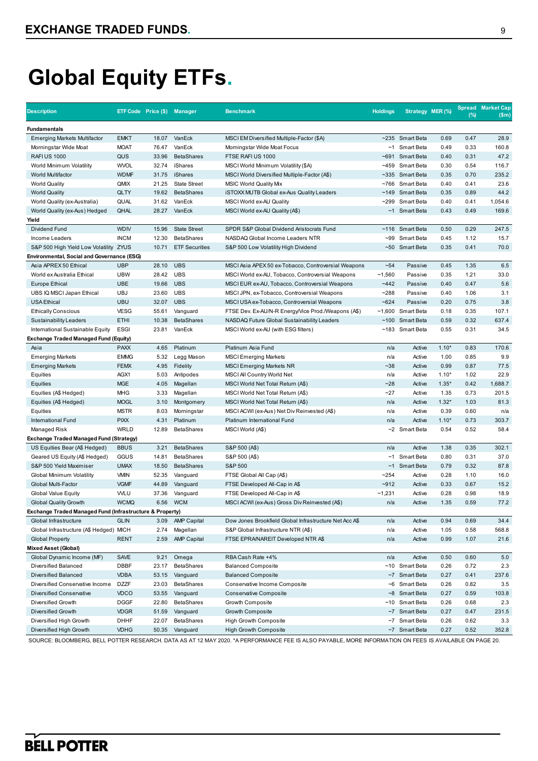# Global Equity ETFs.

| Description | ETF Code | Price ($) | Manager | Benchmark | Holdings | Strategy | MER (%) | Spread (%) | Market Cap ($m) |
|---|---|---|---|---|---|---|---|---|---|
| **Fundamentals** | | | | | | | | | |
| Emerging Markets Multifactor | EMKT | 18.07 | VanEck | MSCI EM Diversified Multiple-Factor ($A) | ~235 | Smart Beta | 0.69 | 0.47 | 28.9 |
| Morningstar Wide Moat | MOAT | 76.47 | VanEck | Morningstar Wide Moat Focus | ~1 | Smart Beta | 0.49 | 0.33 | 160.8 |
| RAFI US 1000 | QUS | 33.96 | BetaShares | FTSE RAFI US 1000 | ~691 | Smart Beta | 0.40 | 0.31 | 47.2 |
| World Minimum Volatility | WVOL | 32.74 | iShares | MSCI World Minimum Volatility ($A) | ~459 | Smart Beta | 0.30 | 0.54 | 116.7 |
| World Multifactor | WDMF | 31.75 | iShares | MSCI World Diversified Multiple-Factor (A$) | ~335 | Smart Beta | 0.35 | 0.70 | 235.2 |
| World Quality | QMIX | 21.25 | State Street | MSIC World Quality Mix | ~766 | Smart Beta | 0.40 | 0.41 | 23.6 |
| World Quality | QLTY | 19.62 | BetaShares | iSTOXX MUTB Global ex-Aus Quality Leaders | ~149 | Smart Beta | 0.35 | 0.89 | 44.2 |
| World Quality (ex-Australia) | QUAL | 31.62 | VanEck | MSCI World ex-AU Quality | ~299 | Smart Beta | 0.40 | 0.41 | 1,054.6 |
| World Quality (ex-Aus) Hedged | QHAL | 28.27 | VanEck | MSCI World ex-AU Quality (A$) | ~1 | Smart Beta | 0.43 | 0.49 | 169.6 |
| **Yield** | | | | | | | | | |
| Dividend Fund | WDIV | 15.96 | State Street | SPDR S&P Global Dividend Aristocrats Fund | ~116 | Smart Beta | 0.50 | 0.29 | 247.5 |
| Income Leaders | INCM | 12.30 | BetaShares | NASDAQ Global Income Leaders NTR | ~99 | Smart Beta | 0.45 | 1.12 | 15.7 |
| S&P 500 High Yield Low Volatility | ZYUS | 10.71 | ETF Securities | S&P 500 Low Volatility High Dividend | ~50 | Smart Beta | 0.35 | 0.41 | 70.0 |
| **Environmental, Social and Governance (ESG)** | | | | | | | | | |
| Asia APREX 50 Ethical | UBP | 28.10 | UBS | MSCI Asia APEX 50 ex-Tobacco, Controversial Weapons | ~54 | Passive | 0.45 | 1.35 | 6.5 |
| World ex Australia Ethical | UBW | 28.42 | UBS | MSCI World ex-AU, Tobacco, Controversial Weapons | ~1,560 | Passive | 0.35 | 1.21 | 33.0 |
| Europe Ethical | UBE | 19.66 | UBS | MSCI EUR ex-AU, Tobacco, Controversial Weapons | ~442 | Passive | 0.40 | 0.47 | 5.6 |
| UBS IQ MSCI Japan Ethical | UBJ | 23.60 | UBS | MSCI JPN, ex-Tobacco, Controversial Weapons | ~288 | Passive | 0.40 | 1.06 | 3.1 |
| USA Ethical | UBU | 32.07 | UBS | MSCI USA ex-Tobacco, Controversial Weapons | ~624 | Passive | 0.20 | 0.75 | 3.8 |
| Ethically Conscious | VESG | 55.61 | Vanguard | FTSE Dev. Ex-AU/N-R Energy/Vice Prod./Weapons (A$) | ~1,600 | Smart Beta | 0.18 | 0.35 | 107.1 |
| Sustainability Leaders | ETHI | 10.38 | BetaShares | NASDAQ Future Global Sustainability Leaders | ~100 | Smart Beta | 0.59 | 0.32 | 637.4 |
| International Sustainable Equity | ESGI | 23.81 | VanEck | MSCI World ex-AU (with ESG filters) | ~183 | Smart Beta | 0.55 | 0.31 | 34.5 |
| **Exchange Traded Managed Fund (Equity)** | | | | | | | | | |
| Asia | PAXX | 4.65 | Platinum | Platinum Asia Fund | n/a | Active | 1.10* | 0.83 | 170.6 |
| Emerging Markets | EMMG | 5.32 | Legg Mason | MSCI Emerging Markets | n/a | Active | 1.00 | 0.85 | 9.9 |
| Emerging Markets | FEMX | 4.95 | Fidelity | MSCI Emerging Markets NR | ~38 | Active | 0.99 | 0.87 | 77.5 |
| Equities | AGX1 | 5.03 | Antipodes | MSCI All Country World Net | n/a | Active | 1.10* | 1.02 | 22.9 |
| Equities | MGE | 4.05 | Magellan | MSCI World Net Total Return (A$) | ~28 | Active | 1.35* | 0.42 | 1,688.7 |
| Equities (A$ Hedged) | MHG | 3.33 | Magellan | MSCI World Net Total Return (A$) | ~27 | Active | 1.35 | 0.73 | 201.5 |
| Equities (A$ Hedged) | MOGL | 3.10 | Montgomery | MSCI World Net Total Return (A$) | n/a | Active | 1.32* | 1.03 | 81.3 |
| Equities | MSTR | 8.03 | Morningstar | MSCI ACWI (ex-Aus) Net Div Reinvested (A$) | n/a | Active | 0.39 | 0.60 | n/a |
| International Fund | PIXX | 4.31 | Platinum | Platinum International Fund | n/a | Active | 1.10* | 0.73 | 303.7 |
| Managed Risk | WRLD | 12.89 | BetaShares | MSCI World (A$) | ~2 | Smart Beta | 0.54 | 0.52 | 58.4 |
| **Exchange Traded Managed Fund (Strategy)** | | | | | | | | | |
| US Equities Bear (A$ Hedged) | BBUS | 3.21 | BetaShares | S&P 500 (A$) | n/a | Active | 1.38 | 0.35 | 302.1 |
| Geared US Equity (A$ Hedged) | GGUS | 14.81 | BetaShares | S&P 500 (A$) | ~1 | Smart Beta | 0.80 | 0.31 | 37.0 |
| S&P 500 Yield Maximiser | UMAX | 18.50 | BetaShares | S&P 500 | ~1 | Smart Beta | 0.79 | 0.32 | 87.8 |
| Global Minimum Volatility | VMIN | 52.35 | Vanguard | FTSE Global All Cap (A$) | ~254 | Active | 0.28 | 1.10 | 16.0 |
| Global Multi-Factor | VGMF | 44.89 | Vanguard | FTSE Developed All-Cap in A$ | ~912 | Active | 0.33 | 0.67 | 15.2 |
| Global Value Equity | VVLU | 37.36 | Vanguard | FTSE Developed All-Cap in A$ | ~1,231 | Active | 0.28 | 0.98 | 18.9 |
| Global Quality Growth | WCMQ | 6.56 | WCM | MSCI ACWI (ex-Aus) Gross Div Reinvested (A$) | n/a | Active | 1.35 | 0.59 | 77.2 |
| **Exchange Traded Managed Fund (Infrastructure & Property)** | | | | | | | | | |
| Global Infrastructure | GLIN | 3.09 | AMP Capital | Dow Jones Brookfield Global Infrastructure Net Acc A$ | n/a | Active | 0.94 | 0.69 | 34.4 |
| Global Infrastructure (A$ Hedged) | MICH | 2.74 | Magellan | S&P Global Infrastructure NTR (A$) | n/a | Active | 1.05 | 0.58 | 568.8 |
| Global Property | RENT | 2.59 | AMP Capital | FTSE EPRA/NAREIT Developed NTR A$ | n/a | Active | 0.99 | 1.07 | 21.6 |
| **Mixed Asset (Global)** | | | | | | | | | |
| Global Dynamic Income (MF) | SAVE | 9.21 | Omega | RBA Cash Rate +4% | n/a | Active | 0.50 | 0.60 | 5.0 |
| Diversified Balanced | DBBF | 23.17 | BetaShares | Balanced Composite | ~10 | Smart Beta | 0.26 | 0.72 | 2.3 |
| Diversified Balanced | VDBA | 53.15 | Vanguard | Balanced Composite | ~7 | Smart Beta | 0.27 | 0.41 | 237.6 |
| Diversified Conservative Income | DZZF | 23.03 | BetaShares | Conservative Income Composite | ~6 | Smart Beta | 0.26 | 0.82 | 3.5 |
| Diversified Conservative | VDCO | 53.55 | Vanguard | Conservative Composite | ~8 | Smart Beta | 0.27 | 0.59 | 103.8 |
| Diversified Growth | DGGF | 22.80 | BetaShares | Growth Composite | ~10 | Smart Beta | 0.26 | 0.68 | 2.3 |
| Diversified Growth | VDGR | 51.59 | Vanguard | Growth Composite | ~7 | Smart Beta | 0.27 | 0.47 | 231.5 |
| Diversified High Growth | DHHF | 22.07 | BetaShares | High Growth Composite | ~7 | Smart Beta | 0.26 | 0.62 | 3.3 |
| Diversified High Growth | VDHG | 50.35 | Vanguard | High Growth Composite | ~7 | Smart Beta | 0.27 | 0.52 | 352.8 |

SOURCE: BLOOMBERG, BELL POTTER RESEARCH. DATA AS AT 12 MAY 2020. *A PERFORMANCE FEE IS ALSO PAYABLE, MORE INFORMATION ON FEES IS AVAILABLE ON PAGE 20.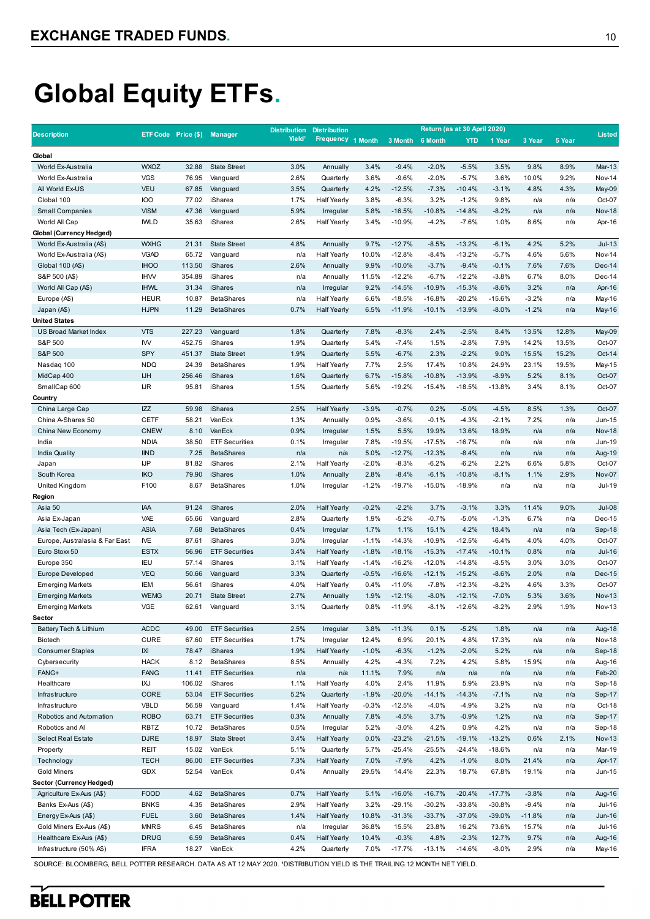# Global Equity ETFs.

| Description | ETF Code | Price ($) | Manager | Distribution Yield[1] | Distribution Frequency | Return (as at 30 April 2020) 1 Month | 3 Month | 6 Month | YTD | 1 Year | 3 Year | 5 Year | Listed |
|---|---|---|---|---|---|---|---|---|---|---|---|---|---|
| **Global** | | | | | | | | | | | | | |
| World Ex-Australia | WXOZ | 32.88 | State Street | 3.0% | Annually | 3.4% | -9.4% | -2.0% | -5.5% | 3.5% | 9.8% | 8.9% | Mar-13 |
| World Ex-Australia | VGS | 76.95 | Vanguard | 2.6% | Quarterly | 3.6% | -9.6% | -2.0% | -5.7% | 3.6% | 10.0% | 9.2% | Nov-14 |
| All World Ex-US | VEU | 67.85 | Vanguard | 3.5% | Quarterly | 4.2% | -12.5% | -7.3% | -10.4% | -3.1% | 4.8% | 4.3% | May-09 |
| Global 100 | IOO | 77.02 | iShares | 1.7% | Half Yearly | 3.8% | -6.3% | 3.2% | -1.2% | 9.8% | n/a | n/a | Oct-07 |
| Small Companies | VISM | 47.36 | Vanguard | 5.9% | Irregular | 5.8% | -16.5% | -10.8% | -14.8% | -8.2% | n/a | n/a | Nov-18 |
| World All Cap | IWLD | 35.63 | iShares | 2.6% | Half Yearly | 3.4% | -10.9% | -4.2% | -7.6% | 1.0% | 8.6% | n/a | Apr-16 |
| **Global (Currency Hedged)** | | | | | | | | | | | | | |
| World Ex-Australia (A$) | WXHG | 21.31 | State Street | 4.8% | Annually | 9.7% | -12.7% | -8.5% | -13.2% | -6.1% | 4.2% | 5.2% | Jul-13 |
| World Ex-Australia (A$) | VGAD | 65.72 | Vanguard | n/a | Half Yearly | 10.0% | -12.8% | -8.4% | -13.2% | -5.7% | 4.6% | 5.6% | Nov-14 |
| Global 100 (A$) | IHOO | 113.50 | iShares | 2.6% | Annually | 9.9% | -10.0% | -3.7% | -9.4% | -0.1% | 7.6% | 7.6% | Dec-14 |
| S&P 500 (A$) | IHVV | 354.89 | iShares | n/a | Annually | 11.5% | -12.2% | -6.7% | -12.2% | -3.8% | 6.7% | 8.0% | Dec-14 |
| World All Cap (A$) | IHWL | 31.34 | iShares | n/a | Irregular | 9.2% | -14.5% | -10.9% | -15.3% | -8.6% | 3.2% | n/a | Apr-16 |
| Europe (A$) | HEUR | 10.87 | BetaShares | n/a | Half Yearly | 6.6% | -18.5% | -16.8% | -20.2% | -15.6% | -3.2% | n/a | May-16 |
| Japan (A$) | HJPN | 11.29 | BetaShares | 0.7% | Half Yearly | 6.5% | -11.9% | -10.1% | -13.9% | -8.0% | -1.2% | n/a | May-16 |
| **United States** | | | | | | | | | | | | | |
| US Broad Market Index | VTS | 227.23 | Vanguard | 1.8% | Quarterly | 7.8% | -8.3% | 2.4% | -2.5% | 8.4% | 13.5% | 12.8% | May-09 |
| S&P 500 | IVV | 452.75 | iShares | 1.9% | Quarterly | 5.4% | -7.4% | 1.5% | -2.8% | 7.9% | 14.2% | 13.5% | Oct-07 |
| S&P 500 | SPY | 451.37 | State Street | 1.9% | Quarterly | 5.5% | -6.7% | 2.3% | -2.2% | 9.0% | 15.5% | 15.2% | Oct-14 |
| Nasdaq 100 | NDQ | 24.39 | BetaShares | 1.9% | Half Yearly | 7.7% | 2.5% | 17.4% | 10.8% | 24.9% | 23.1% | 19.5% | May-15 |
| MidCap 400 | IJH | 256.46 | iShares | 1.6% | Quarterly | 6.7% | -15.8% | -10.8% | -13.9% | -8.9% | 5.2% | 8.1% | Oct-07 |
| SmallCap 600 | IJR | 95.81 | iShares | 1.5% | Quarterly | 5.6% | -19.2% | -15.4% | -18.5% | -13.8% | 3.4% | 8.1% | Oct-07 |
| **Country** | | | | | | | | | | | | | |
| China Large Cap | IZZ | 59.98 | iShares | 2.5% | Half Yearly | -3.9% | -0.7% | 0.2% | -5.0% | -4.5% | 8.5% | 1.3% | Oct-07 |
| China A-Shares 50 | CETF | 58.21 | VanEck | 1.3% | Annually | 0.9% | -3.6% | -0.1% | -4.3% | -2.1% | 7.2% | n/a | Jun-15 |
| China New Economy | CNEW | 8.10 | VanEck | 0.9% | Irregular | 1.5% | 5.5% | 19.9% | 13.6% | 18.9% | n/a | n/a | Nov-18 |
| India | NDIA | 38.50 | ETF Securities | 0.1% | Irregular | 7.8% | -19.5% | -17.5% | -16.7% | n/a | n/a | n/a | Jun-19 |
| India Quality | IIND | 7.25 | BetaShares | n/a | n/a | 5.0% | -12.7% | -12.3% | -8.4% | n/a | n/a | n/a | Aug-19 |
| Japan | IJP | 81.82 | iShares | 2.1% | Half Yearly | -2.0% | -8.3% | -6.2% | -6.2% | 2.2% | 6.6% | 5.8% | Oct-07 |
| South Korea | IKO | 79.90 | iShares | 1.0% | Annually | 2.8% | -8.4% | -6.1% | -10.8% | -8.1% | 1.1% | 2.9% | Nov-07 |
| United Kingdom | F100 | 8.67 | BetaShares | 1.0% | Irregular | -1.2% | -19.7% | -15.0% | -18.9% | n/a | n/a | n/a | Jul-19 |
| **Region** | | | | | | | | | | | | | |
| Asia 50 | IAA | 91.24 | iShares | 2.0% | Half Yearly | -0.2% | -2.2% | 3.7% | -3.1% | 3.3% | 11.4% | 9.0% | Jul-08 |
| Asia Ex-Japan | VAE | 65.66 | Vanguard | 2.8% | Quarterly | 1.9% | -5.2% | -0.7% | -5.0% | -1.3% | 6.7% | n/a | Dec-15 |
| Asia Tech (Ex-Japan) | ASIA | 7.68 | BetaShares | 0.4% | Irregular | 1.7% | 1.1% | 15.1% | 4.2% | 18.4% | n/a | n/a | Sep-18 |
| Europe, Australasia & Far East | IVE | 87.61 | iShares | 3.0% | Irregular | -1.1% | -14.3% | -10.9% | -12.5% | -6.4% | 4.0% | 4.0% | Oct-07 |
| Euro Stoxx 50 | ESTX | 56.96 | ETF Securities | 3.4% | Half Yearly | -1.8% | -18.1% | -15.3% | -17.4% | -10.1% | 0.8% | n/a | Jul-16 |
| Europe 350 | IEU | 57.14 | iShares | 3.1% | Half Yearly | -1.4% | -16.2% | -12.0% | -14.8% | -8.5% | 3.0% | 3.0% | Oct-07 |
| Europe Developed | VEQ | 50.66 | Vanguard | 3.3% | Quarterly | -0.5% | -16.6% | -12.1% | -15.2% | -8.6% | 2.0% | n/a | Dec-15 |
| Emerging Markets | IEM | 56.61 | iShares | 4.0% | Half Yearly | 0.4% | -11.0% | -7.8% | -12.3% | -8.2% | 4.6% | 3.3% | Oct-07 |
| Emerging Markets | WEMG | 20.71 | State Street | 2.7% | Annually | 1.9% | -12.1% | -8.0% | -12.1% | -7.0% | 5.3% | 3.6% | Nov-13 |
| Emerging Markets | VGE | 62.61 | Vanguard | 3.1% | Quarterly | 0.8% | -11.9% | -8.1% | -12.6% | -8.2% | 2.9% | 1.9% | Nov-13 |
| **Sector** | | | | | | | | | | | | | |
| Battery Tech & Lithium | ACDC | 49.00 | ETF Securities | 2.5% | Irregular | 3.8% | -11.3% | 0.1% | -5.2% | 1.8% | n/a | n/a | Aug-18 |
| Biotech | CURE | 67.60 | ETF Securities | 1.7% | Irregular | 12.4% | 6.9% | 20.1% | 4.8% | 17.3% | n/a | n/a | Nov-18 |
| Consumer Staples | IXI | 78.47 | iShares | 1.9% | Half Yearly | -1.0% | -6.3% | -1.2% | -2.0% | 5.2% | n/a | n/a | Sep-18 |
| Cybersecurity | HACK | 8.12 | BetaShares | 8.5% | Annually | 4.2% | -4.3% | 7.2% | 4.2% | 5.8% | 15.9% | n/a | Aug-16 |
| FANG+ | FANG | 11.41 | ETF Securities | n/a | n/a | 11.1% | 7.9% | n/a | n/a | n/a | n/a | n/a | Feb-20 |
| Healthcare | IXJ | 106.02 | iShares | 1.1% | Half Yearly | 4.0% | 2.4% | 11.9% | 5.9% | 23.9% | n/a | n/a | Sep-18 |
| Infrastructure | CORE | 53.04 | ETF Securities | 5.2% | Quarterly | -1.9% | -20.0% | -14.1% | -14.3% | -7.1% | n/a | n/a | Sep-17 |
| Infrastructure | VBLD | 56.59 | Vanguard | 1.4% | Half Yearly | -0.3% | -12.5% | -4.0% | -4.9% | 3.2% | n/a | n/a | Oct-18 |
| Robotics and Automation | ROBO | 63.71 | ETF Securities | 0.3% | Annually | 7.8% | -4.5% | 3.7% | -0.9% | 1.2% | n/a | n/a | Sep-17 |
| Robotics and AI | RBTZ | 10.72 | BetaShares | 0.5% | Irregular | 5.2% | -3.0% | 4.2% | 0.9% | 4.2% | n/a | n/a | Sep-18 |
| Select Real Estate | DJRE | 18.97 | State Street | 3.4% | Half Yearly | 0.0% | -23.2% | -21.5% | -19.1% | -13.2% | 0.6% | 2.1% | Nov-13 |
| Property | REIT | 15.02 | VanEck | 5.1% | Quarterly | 5.7% | -25.4% | -25.5% | -24.4% | -18.6% | n/a | n/a | Mar-19 |
| Technology | TECH | 86.00 | ETF Securities | 7.3% | Half Yearly | 7.0% | -7.9% | 4.2% | -1.0% | 8.0% | 21.4% | n/a | Apr-17 |
| Gold Miners | GDX | 52.54 | VanEck | 0.4% | Annually | 29.5% | 14.4% | 22.3% | 18.7% | 67.8% | 19.1% | n/a | Jun-15 |
| **Sector (Currency Hedged)** | | | | | | | | | | | | | |
| Agriculture Ex-Aus (A$) | FOOD | 4.62 | BetaShares | 0.7% | Half Yearly | 5.1% | -16.0% | -16.7% | -20.4% | -17.7% | -3.8% | n/a | Aug-16 |
| Banks Ex-Aus (A$) | BNKS | 4.35 | BetaShares | 2.9% | Half Yearly | 3.2% | -29.1% | -30.2% | -33.8% | -30.8% | -9.4% | n/a | Jul-16 |
| Energy Ex-Aus (A$) | FUEL | 3.60 | BetaShares | 1.4% | Half Yearly | 10.8% | -31.3% | -33.7% | -37.0% | -39.0% | -11.8% | n/a | Jun-16 |
| Gold Miners Ex-Aus (A$) | MNRS | 6.45 | BetaShares | n/a | Irregular | 36.8% | 15.5% | 23.8% | 16.2% | 73.6% | 15.7% | n/a | Jul-16 |
| Healthcare Ex-Aus (A$) | DRUG | 6.59 | BetaShares | 0.4% | Half Yearly | 10.4% | -0.3% | 4.8% | -2.3% | 12.7% | 9.7% | n/a | Aug-16 |
| Infrastructure (50% A$) | IFRA | 18.27 | VanEck | 4.2% | Quarterly | 7.0% | -17.7% | -13.1% | -14.6% | -8.0% | 2.9% | n/a | May-16 |

SOURCE: BLOOMBERG, BELL POTTER RESEARCH. DATA AS AT 12 MAY 2020. [1]DISTRIBUTION YIELD IS THE TRAILING 12 MONTH NET YIELD.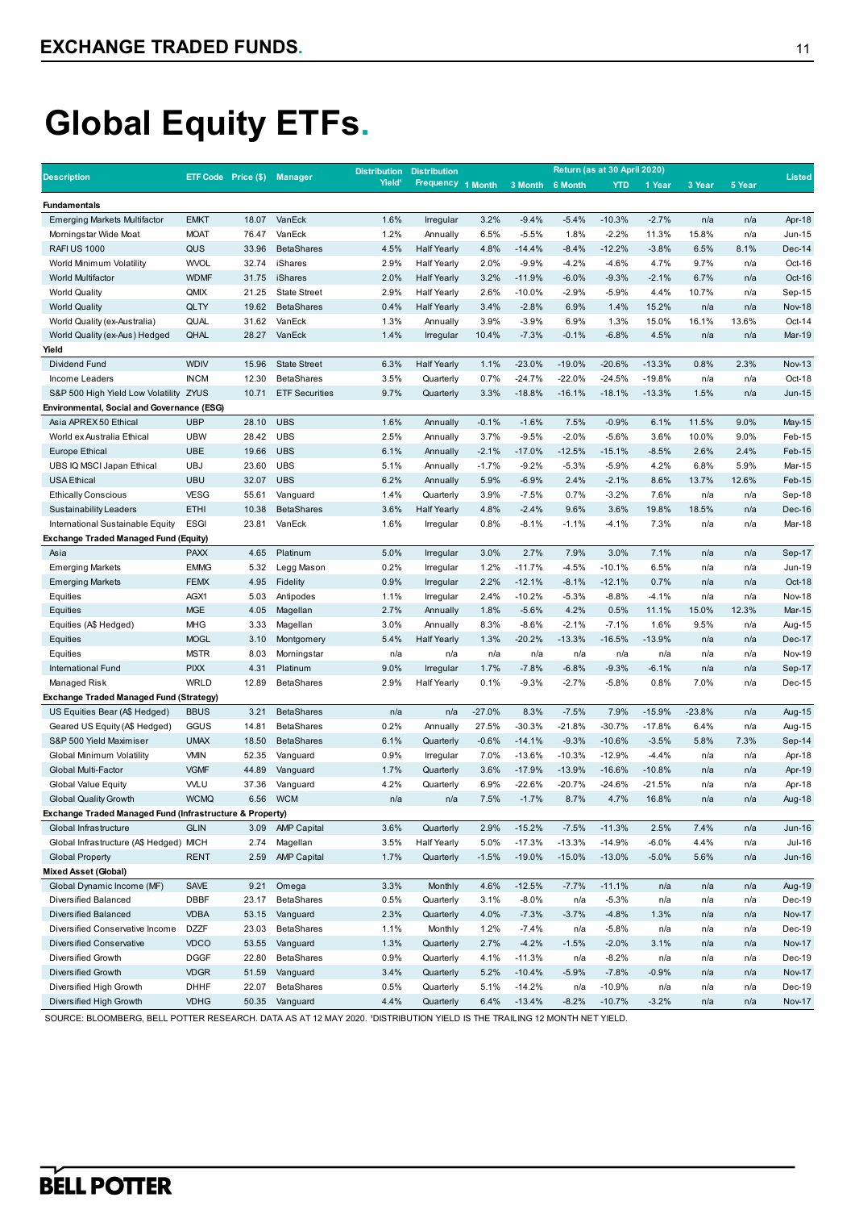# Global Equity ETFs.

| Description | ETF Code | Price ($) | Manager | Distribution Yield[1] | Distribution Frequency | Return (as at 30 April 2020) 1 Month | 3 Month | 6 Month | YTD | 1 Year | 3 Year | 5 Year | Listed |
|---|---|---|---|---|---|---|---|---|---|---|---|---|---|
| **Fundamentals** | | | | | | | | | | | | | |
| Emerging Markets Multifactor | EMKT | 18.07 | VanEck | 1.6% | Irregular | 3.2% | -9.4% | -5.4% | -10.3% | -2.7% | n/a | n/a | Apr-18 |
| Morningstar Wide Moat | MOAT | 76.47 | VanEck | 1.2% | Annually | 6.5% | -5.5% | 1.8% | -2.2% | 11.3% | 15.8% | n/a | Jun-15 |
| RAFI US 1000 | QUS | 33.96 | BetaShares | 4.5% | Half Yearly | 4.8% | -14.4% | -8.4% | -12.2% | -3.8% | 6.5% | 8.1% | Dec-14 |
| World Minimum Volatility | WVOL | 32.74 | iShares | 2.9% | Half Yearly | 2.0% | -9.9% | -4.2% | -4.6% | 4.7% | 9.7% | n/a | Oct-16 |
| World Multifactor | WDMF | 31.75 | iShares | 2.0% | Half Yearly | 3.2% | -11.9% | -6.0% | -9.3% | -2.1% | 6.7% | n/a | Oct-16 |
| World Quality | QMIX | 21.25 | State Street | 2.9% | Half Yearly | 2.6% | -10.0% | -2.9% | -5.9% | 4.4% | 10.7% | n/a | Sep-15 |
| World Quality | QLTY | 19.62 | BetaShares | 0.4% | Half Yearly | 3.4% | -2.8% | 6.9% | 1.4% | 15.2% | n/a | n/a | Nov-18 |
| World Quality (ex-Australia) | QUAL | 31.62 | VanEck | 1.3% | Annually | 3.9% | -3.9% | 6.9% | 1.3% | 15.0% | 16.1% | 13.6% | Oct-14 |
| World Quality (ex-Aus) Hedged | QHAL | 28.27 | VanEck | 1.4% | Irregular | 10.4% | -7.3% | -0.1% | -6.8% | 4.5% | n/a | n/a | Mar-19 |
| **Yield** | | | | | | | | | | | | | |
| Dividend Fund | WDIV | 15.96 | State Street | 6.3% | Half Yearly | 1.1% | -23.0% | -19.0% | -20.6% | -13.3% | 0.8% | 2.3% | Nov-13 |
| Income Leaders | INCM | 12.30 | BetaShares | 3.5% | Quarterly | 0.7% | -24.7% | -22.0% | -24.5% | -19.8% | n/a | n/a | Oct-18 |
| S&P 500 High Yield Low Volatility | ZYUS | 10.71 | ETF Securities | 9.7% | Quarterly | 3.3% | -18.8% | -16.1% | -18.1% | -13.3% | 1.5% | n/a | Jun-15 |
| **Environmental, Social and Governance (ESG)** | | | | | | | | | | | | | |
| Asia APREX 50 Ethical | UBP | 28.10 | UBS | 1.6% | Annually | -0.1% | -1.6% | 7.5% | -0.9% | 6.1% | 11.5% | 9.0% | May-15 |
| World ex Australia Ethical | UBW | 28.42 | UBS | 2.5% | Annually | 3.7% | -9.5% | -2.0% | -5.6% | 3.6% | 10.0% | 9.0% | Feb-15 |
| Europe Ethical | UBE | 19.66 | UBS | 6.1% | Annually | -2.1% | -17.0% | -12.5% | -15.1% | -8.5% | 2.6% | 2.4% | Feb-15 |
| UBS IQ MSCI Japan Ethical | UBJ | 23.60 | UBS | 5.1% | Annually | -1.7% | -9.2% | -5.3% | -5.9% | 4.2% | 6.8% | 5.9% | Mar-15 |
| USA Ethical | UBU | 32.07 | UBS | 6.2% | Annually | 5.9% | -6.9% | 2.4% | -2.1% | 8.6% | 13.7% | 12.6% | Feb-15 |
| Ethically Conscious | VESG | 55.61 | Vanguard | 1.4% | Quarterly | 3.9% | -7.5% | 0.7% | -3.2% | 7.6% | n/a | n/a | Sep-18 |
| Sustainability Leaders | ETHI | 10.38 | BetaShares | 3.6% | Half Yearly | 4.8% | -2.4% | 9.6% | 3.6% | 19.8% | 18.5% | n/a | Dec-16 |
| International Sustainable Equity | ESGI | 23.81 | VanEck | 1.6% | Irregular | 0.8% | -8.1% | -1.1% | -4.1% | 7.3% | n/a | n/a | Mar-18 |
| **Exchange Traded Managed Fund (Equity)** | | | | | | | | | | | | | |
| Asia | PAXX | 4.65 | Platinum | 5.0% | Irregular | 3.0% | 2.7% | 7.9% | 3.0% | 7.1% | n/a | n/a | Sep-17 |
| Emerging Markets | EMMG | 5.32 | Legg Mason | 0.2% | Irregular | 1.2% | -11.7% | -4.5% | -10.1% | 6.5% | n/a | n/a | Jun-19 |
| Emerging Markets | FEMX | 4.95 | Fidelity | 0.9% | Irregular | 2.2% | -12.1% | -8.1% | -12.1% | 0.7% | n/a | n/a | Oct-18 |
| Equities | AGX1 | 5.03 | Antipodes | 1.1% | Irregular | 2.4% | -10.2% | -5.3% | -8.8% | -4.1% | n/a | n/a | Nov-18 |
| Equities | MGE | 4.05 | Magellan | 2.7% | Annually | 1.8% | -5.6% | 4.2% | 0.5% | 11.1% | 15.0% | 12.3% | Mar-15 |
| Equities (A$ Hedged) | MHG | 3.33 | Magellan | 3.0% | Annually | 8.3% | -8.6% | -2.1% | -7.1% | 1.6% | 9.5% | n/a | Aug-15 |
| Equities | MOGL | 3.10 | Montgomery | 5.4% | Half Yearly | 1.3% | -20.2% | -13.3% | -16.5% | -13.9% | n/a | n/a | Dec-17 |
| Equities | MSTR | 8.03 | Morningstar | n/a | n/a | n/a | n/a | n/a | n/a | n/a | n/a | n/a | Nov-19 |
| International Fund | PIXX | 4.31 | Platinum | 9.0% | Irregular | 1.7% | -7.8% | -6.8% | -9.3% | -6.1% | n/a | n/a | Sep-17 |
| Managed Risk | WRLD | 12.89 | BetaShares | 2.9% | Half Yearly | 0.1% | -9.3% | -2.7% | -5.8% | 0.8% | 7.0% | n/a | Dec-15 |
| **Exchange Traded Managed Fund (Strategy)** | | | | | | | | | | | | | |
| US Equities Bear (A$ Hedged) | BBUS | 3.21 | BetaShares | n/a | n/a | -27.0% | 8.3% | -7.5% | 7.9% | -15.9% | -23.8% | n/a | Aug-15 |
| Geared US Equity (A$ Hedged) | GGUS | 14.81 | BetaShares | 0.2% | Annually | 27.5% | -30.3% | -21.8% | -30.7% | -17.8% | 6.4% | n/a | Aug-15 |
| S&P 500 Yield Maximiser | UMAX | 18.50 | BetaShares | 6.1% | Quarterly | -0.6% | -14.1% | -9.3% | -10.6% | -3.5% | 5.8% | 7.3% | Sep-14 |
| Global Minimum Volatility | VMIN | 52.35 | Vanguard | 0.9% | Irregular | 7.0% | -13.6% | -10.3% | -12.9% | -4.4% | n/a | n/a | Apr-18 |
| Global Multi-Factor | VGMF | 44.89 | Vanguard | 1.7% | Quarterly | 3.6% | -17.9% | -13.9% | -16.6% | -10.8% | n/a | n/a | Apr-19 |
| Global Value Equity | VVLU | 37.36 | Vanguard | 4.2% | Quarterly | 6.9% | -22.6% | -20.7% | -24.6% | -21.5% | n/a | n/a | Apr-18 |
| Global Quality Growth | WCMQ | 6.56 | WCM | n/a | n/a | 7.5% | -1.7% | 8.7% | 4.7% | 16.8% | n/a | n/a | Aug-18 |
| **Exchange Traded Managed Fund (Infrastructure & Property)** | | | | | | | | | | | | | |
| Global Infrastructure | GLIN | 3.09 | AMP Capital | 3.6% | Quarterly | 2.9% | -15.2% | -7.5% | -11.3% | 2.5% | 7.4% | n/a | Jun-16 |
| Global Infrastructure (A$ Hedged) | MICH | 2.74 | Magellan | 3.5% | Half Yearly | 5.0% | -17.3% | -13.3% | -14.9% | -6.0% | 4.4% | n/a | Jul-16 |
| Global Property | RENT | 2.59 | AMP Capital | 1.7% | Quarterly | -1.5% | -19.0% | -15.0% | -13.0% | -5.0% | 5.6% | n/a | Jun-16 |
| **Mixed Asset (Global)** | | | | | | | | | | | | | |
| Global Dynamic Income (MF) | SAVE | 9.21 | Omega | 3.3% | Monthly | 4.6% | -12.5% | -7.7% | -11.1% | n/a | n/a | n/a | Aug-19 |
| Diversified Balanced | DBBF | 23.17 | BetaShares | 0.5% | Quarterly | 3.1% | -8.0% | n/a | -5.3% | n/a | n/a | n/a | Dec-19 |
| Diversified Balanced | VDBA | 53.15 | Vanguard | 2.3% | Quarterly | 4.0% | -7.3% | -3.7% | -4.8% | 1.3% | n/a | n/a | Nov-17 |
| Diversified Conservative Income | DZZF | 23.03 | BetaShares | 1.1% | Monthly | 1.2% | -7.4% | n/a | -5.8% | n/a | n/a | n/a | Dec-19 |
| Diversified Conservative | VDCO | 53.55 | Vanguard | 1.3% | Quarterly | 2.7% | -4.2% | -1.5% | -2.0% | 3.1% | n/a | n/a | Nov-17 |
| Diversified Growth | DGGF | 22.80 | BetaShares | 0.9% | Quarterly | 4.1% | -11.3% | n/a | -8.2% | n/a | n/a | n/a | Dec-19 |
| Diversified Growth | VDGR | 51.59 | Vanguard | 3.4% | Quarterly | 5.2% | -10.4% | -5.9% | -7.8% | -0.9% | n/a | n/a | Nov-17 |
| Diversified High Growth | DHHF | 22.07 | BetaShares | 0.5% | Quarterly | 5.1% | -14.2% | n/a | -10.9% | n/a | n/a | n/a | Dec-19 |
| Diversified High Growth | VDHG | 50.35 | Vanguard | 4.4% | Quarterly | 6.4% | -13.4% | -8.2% | -10.7% | -3.2% | n/a | n/a | Nov-17 |

SOURCE: BLOOMBERG, BELL POTTER RESEARCH. DATA AS AT 12 MAY 2020. [1]DISTRIBUTION YIELD IS THE TRAILING 12 MONTH NET YIELD.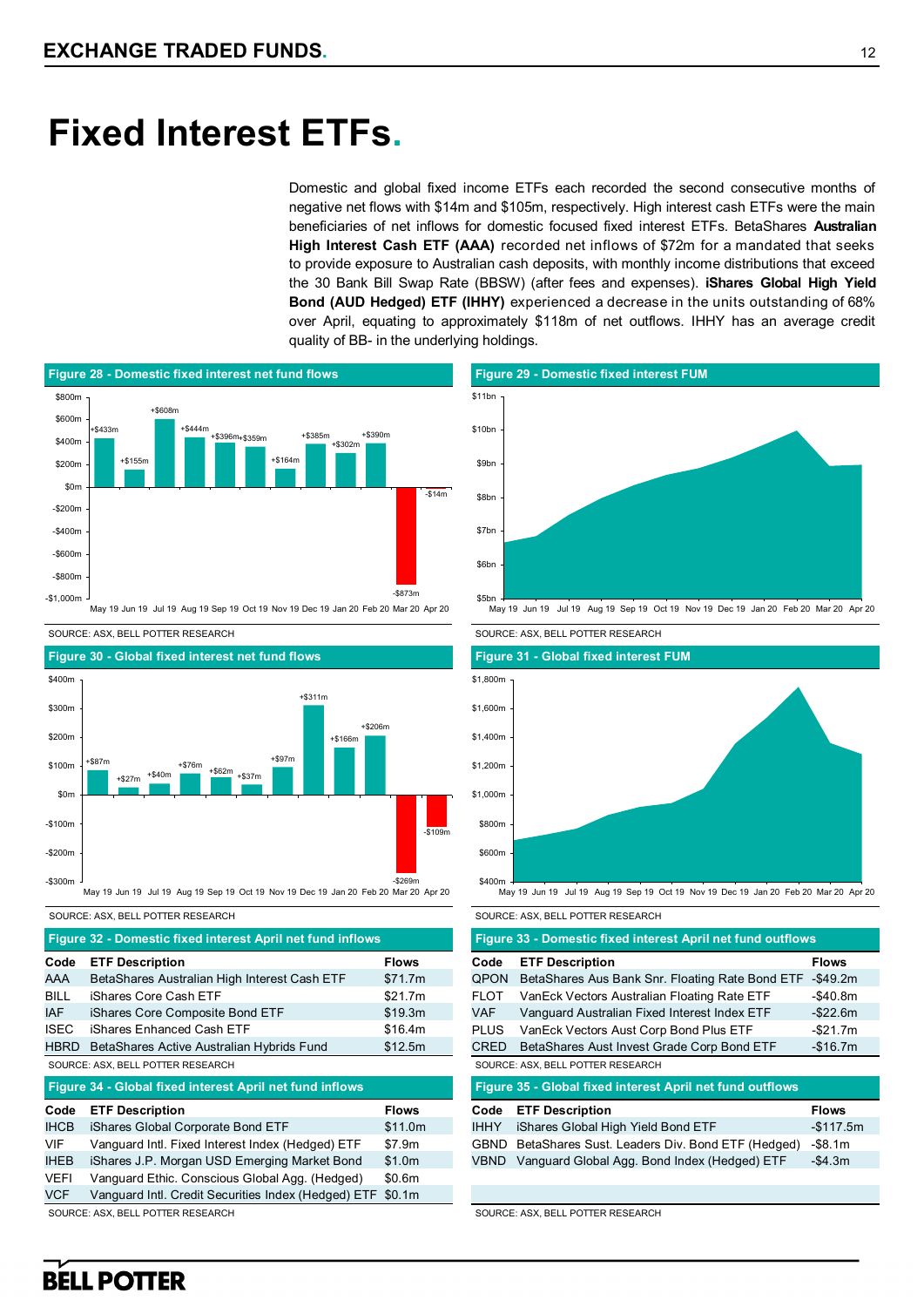# Fixed Interest ETFs.

Domestic and global fixed income ETFs each recorded the second consecutive months of negative net flows with $14m and $105m, respectively. High interest cash ETFs were the main beneficiaries of net inflows for domestic focused fixed interest ETFs. BetaShares **Australian High Interest Cash ETF (AAA)** recorded net inflows of $72m for a mandated that seeks to provide exposure to Australian cash deposits, with monthly income distributions that exceed the 30 Bank Bill Swap Rate (BBSW) (after fees and expenses). **iShares Global High Yield Bond (AUD Hedged) ETF (IHHY)** experienced a decrease in the units outstanding of 68% over April, equating to approximately $118m of net outflows. IHHY has an average credit quality of BB- in the underlying holdings.

**Figure 28 - Domestic fixed interest net fund flows**

| Month | Net fund flows |
|---|---|
| May 19 | +$433m |
| Jun 19 | +$155m |
| Jul 19 | +$608m |
| Aug 19 | +$444m |
| Sep 19 | +$396m |
| Oct 19 | +$359m |
| Nov 19 | +$164m |
| Dec 19 | +$385m |
| Jan 20 | +$302m |
| Feb 20 | +$390m |
| Mar 20 | -$873m |
| Apr 20 | -$14m |

SOURCE: ASX, BELL POTTER RESEARCH

**Figure 29 - Domestic fixed interest FUM**

SOURCE: ASX, BELL POTTER RESEARCH

**Figure 30 - Global fixed interest net fund flows**

| Month | Net fund flows |
|---|---|
| May 19 | +$87m |
| Jun 19 | +$27m |
| Jul 19 | +$40m |
| Aug 19 | +$76m |
| Sep 19 | +$62m |
| Oct 19 | +$37m |
| Nov 19 | +$97m |
| Dec 19 | +$311m |
| Jan 20 | +$166m |
| Feb 20 | +$206m |
| Mar 20 | -$269m |
| Apr 20 | -$109m |

SOURCE: ASX, BELL POTTER RESEARCH

**Figure 31 - Global fixed interest FUM**

SOURCE: ASX, BELL POTTER RESEARCH

**Figure 32 - Domestic fixed interest April net fund inflows**

| Code | ETF Description | Flows |
|---|---|---|
| AAA | BetaShares Australian High Interest Cash ETF | $71.7m |
| BILL | iShares Core Cash ETF | $21.7m |
| IAF | iShares Core Composite Bond ETF | $19.3m |
| ISEC | iShares Enhanced Cash ETF | $16.4m |
| HBRD | BetaShares Active Australian Hybrids Fund | $12.5m |

SOURCE: ASX, BELL POTTER RESEARCH

**Figure 33 - Domestic fixed interest April net fund outflows**

| Code | ETF Description | Flows |
|---|---|---|
| QPON | BetaShares Aus Bank Snr. Floating Rate Bond ETF | -$49.2m |
| FLOT | VanEck Vectors Australian Floating Rate ETF | -$40.8m |
| VAF | Vanguard Australian Fixed Interest Index ETF | -$22.6m |
| PLUS | VanEck Vectors Aust Corp Bond Plus ETF | -$21.7m |
| CRED | BetaShares Aust Invest Grade Corp Bond ETF | -$16.7m |

SOURCE: ASX, BELL POTTER RESEARCH

**Figure 34 - Global fixed interest April net fund inflows**

| Code | ETF Description | Flows |
|---|---|---|
| IHCB | iShares Global Corporate Bond ETF | $11.0m |
| VIF | Vanguard Intl. Fixed Interest Index (Hedged) ETF | $7.9m |
| IHEB | iShares J.P. Morgan USD Emerging Market Bond | $1.0m |
| VEFI | Vanguard Ethic. Conscious Global Agg. (Hedged) | $0.6m |
| VCF | Vanguard Intl. Credit Securities Index (Hedged) ETF | $0.1m |

SOURCE: ASX, BELL POTTER RESEARCH

**Figure 35 - Global fixed interest April net fund outflows**

| Code | ETF Description | Flows |
|---|---|---|
| IHHY | iShares Global High Yield Bond ETF | -$117.5m |
| GBND | BetaShares Sust. Leaders Div. Bond ETF (Hedged) | -$8.1m |
| VBND | Vanguard Global Agg. Bond Index (Hedged) ETF | -$4.3m |

SOURCE: ASX, BELL POTTER RESEARCH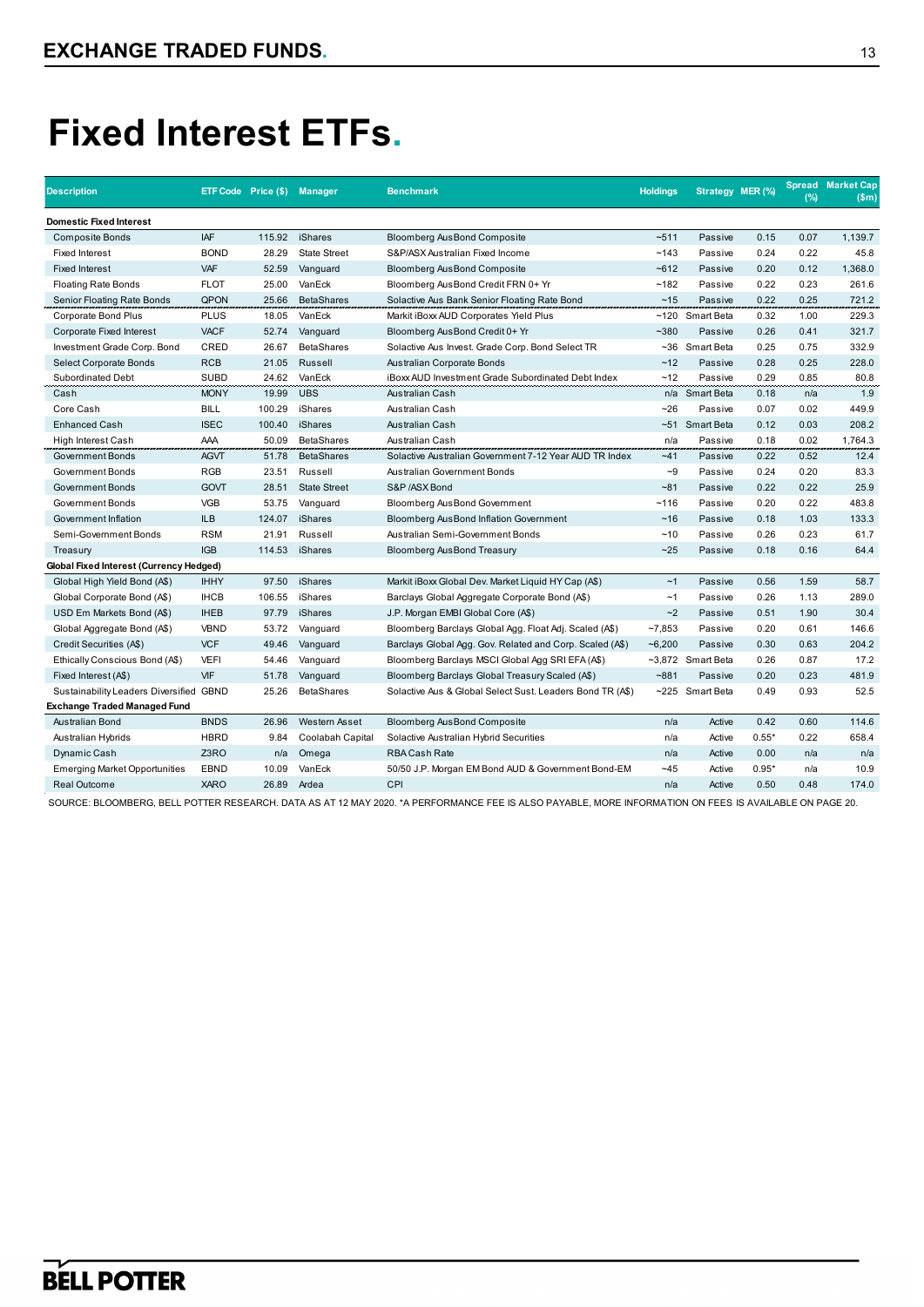# Fixed Interest ETFs.

| Description | ETF Code | Price ($) | Manager | Benchmark | Holdings | Strategy | MER (%) | Spread (%) | Market Cap ($m) |
|---|---|---|---|---|---|---|---|---|---|
| **Domestic Fixed Interest** | | | | | | | | | |
| Composite Bonds | IAF | 115.92 | iShares | Bloomberg AusBond Composite | ~511 | Passive | 0.15 | 0.07 | 1,139.7 |
| Fixed Interest | BOND | 28.29 | State Street | S&P/ASX Australian Fixed Income | ~143 | Passive | 0.24 | 0.22 | 45.8 |
| Fixed Interest | VAF | 52.59 | Vanguard | Bloomberg AusBond Composite | ~612 | Passive | 0.20 | 0.12 | 1,368.0 |
| Floating Rate Bonds | FLOT | 25.00 | VanEck | Bloomberg AusBond Credit FRN 0+ Yr | ~182 | Passive | 0.22 | 0.23 | 261.6 |
| Senior Floating Rate Bonds | QPON | 25.66 | BetaShares | Solactive Aus Bank Senior Floating Rate Bond | ~15 | Passive | 0.22 | 0.25 | 721.2 |
| Corporate Bond Plus | PLUS | 18.05 | VanEck | Markit iBoxx AUD Corporates Yield Plus | ~120 | Smart Beta | 0.32 | 1.00 | 229.3 |
| Corporate Fixed Interest | VACF | 52.74 | Vanguard | Bloomberg AusBond Credit 0+ Yr | ~380 | Passive | 0.26 | 0.41 | 321.7 |
| Investment Grade Corp. Bond | CRED | 26.67 | BetaShares | Solactive Aus Invest. Grade Corp. Bond Select TR | ~36 | Smart Beta | 0.25 | 0.75 | 332.9 |
| Select Corporate Bonds | RCB | 21.05 | Russell | Australian Corporate Bonds | ~12 | Passive | 0.28 | 0.25 | 228.0 |
| Subordinated Debt | SUBD | 24.62 | VanEck | iBoxx AUD Investment Grade Subordinated Debt Index | ~12 | Passive | 0.29 | 0.85 | 80.8 |
| Cash | MONY | 19.99 | UBS | Australian Cash | n/a | Smart Beta | 0.18 | n/a | 1.9 |
| Core Cash | BILL | 100.29 | iShares | Australian Cash | ~26 | Passive | 0.07 | 0.02 | 449.9 |
| Enhanced Cash | ISEC | 100.40 | iShares | Australian Cash | ~51 | Smart Beta | 0.12 | 0.03 | 208.2 |
| High Interest Cash | AAA | 50.09 | BetaShares | Australian Cash | n/a | Passive | 0.18 | 0.02 | 1,764.3 |
| Government Bonds | AGVT | 51.78 | BetaShares | Solactive Australian Government 7-12 Year AUD TR Index | ~41 | Passive | 0.22 | 0.52 | 12.4 |
| Government Bonds | RGB | 23.51 | Russell | Australian Government Bonds | ~9 | Passive | 0.24 | 0.20 | 83.3 |
| Government Bonds | GOVT | 28.51 | State Street | S&P /ASX Bond | ~81 | Passive | 0.22 | 0.22 | 25.9 |
| Government Bonds | VGB | 53.75 | Vanguard | Bloomberg AusBond Government | ~116 | Passive | 0.20 | 0.22 | 483.8 |
| Government Inflation | ILB | 124.07 | iShares | Bloomberg AusBond Inflation Government | ~16 | Passive | 0.18 | 1.03 | 133.3 |
| Semi-Government Bonds | RSM | 21.91 | Russell | Australian Semi-Government Bonds | ~10 | Passive | 0.26 | 0.23 | 61.7 |
| Treasury | IGB | 114.53 | iShares | Bloomberg AusBond Treasury | ~25 | Passive | 0.18 | 0.16 | 64.4 |
| **Global Fixed Interest (Currency Hedged)** | | | | | | | | | |
| Global High Yield Bond (A$) | IHHY | 97.50 | iShares | Markit iBoxx Global Dev. Market Liquid HY Cap (A$) | ~1 | Passive | 0.56 | 1.59 | 58.7 |
| Global Corporate Bond (A$) | IHCB | 106.55 | iShares | Barclays Global Aggregate Corporate Bond (A$) | ~1 | Passive | 0.26 | 1.13 | 289.0 |
| USD Em Markets Bond (A$) | IHEB | 97.79 | iShares | J.P. Morgan EMBI Global Core (A$) | ~2 | Passive | 0.51 | 1.90 | 30.4 |
| Global Aggregate Bond (A$) | VBND | 53.72 | Vanguard | Bloomberg Barclays Global Agg. Float Adj. Scaled (A$) | ~7,853 | Passive | 0.20 | 0.61 | 146.6 |
| Credit Securities (A$) | VCF | 49.46 | Vanguard | Barclays Global Agg. Gov. Related and Corp. Scaled (A$) | ~6,200 | Passive | 0.30 | 0.63 | 204.2 |
| Ethically Conscious Bond (A$) | VEFI | 54.46 | Vanguard | Bloomberg Barclays MSCI Global Agg SRI EFA (A$) | ~3,872 | Smart Beta | 0.26 | 0.87 | 17.2 |
| Fixed Interest (A$) | VIF | 51.78 | Vanguard | Bloomberg Barclays Global Treasury Scaled (A$) | ~881 | Passive | 0.20 | 0.23 | 481.9 |
| Sustainability Leaders Diversified | GBND | 25.26 | BetaShares | Solactive Aus & Global Select Sust. Leaders Bond TR (A$) | ~225 | Smart Beta | 0.49 | 0.93 | 52.5 |
| **Exchange Traded Managed Fund** | | | | | | | | | |
| Australian Bond | BNDS | 26.96 | Western Asset | Bloomberg AusBond Composite | n/a | Active | 0.42 | 0.60 | 114.6 |
| Australian Hybrids | HBRD | 9.84 | Coolabah Capital | Solactive Australian Hybrid Securities | n/a | Active | 0.55* | 0.22 | 658.4 |
| Dynamic Cash | Z3RO | n/a | Omega | RBA Cash Rate | n/a | Active | 0.00 | n/a | n/a |
| Emerging Market Opportunities | EBND | 10.09 | VanEck | 50/50 J.P. Morgan EM Bond AUD & Government Bond-EM | ~45 | Active | 0.95* | n/a | 10.9 |
| Real Outcome | XARO | 26.89 | Ardea | CPI | n/a | Active | 0.50 | 0.48 | 174.0 |

SOURCE: BLOOMBERG, BELL POTTER RESEARCH. DATA AS AT 12 MAY 2020. *A PERFORMANCE FEE IS ALSO PAYABLE, MORE INFORMATION ON FEES IS AVAILABLE ON PAGE 20.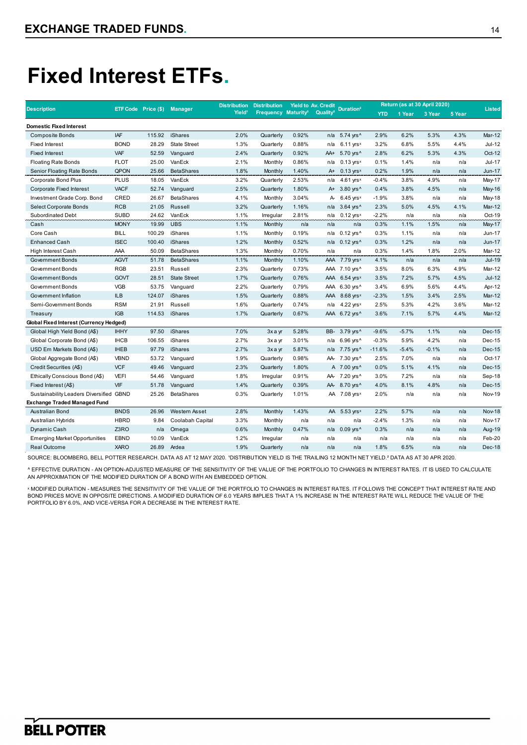# Fixed Interest ETFs.

| Description | ETF Code | Price ($) | Manager | Distribution Yield[1] | Distribution Frequency | Yield to Maturity[2] | Av. Credit Quality[2] | Duration[2] | Return (as at 30 April 2020) | | | | Listed |
|---|---|---|---|---|---|---|---|---|---|---|---|---|---|
| | | | | | | | | | YTD | 1 Year | 3 Year | 5 Year | |
| **Domestic Fixed Interest** | | | | | | | | | | | | | |
| Composite Bonds | IAF | 115.92 | iShares | 2.0% | Quarterly | 0.92% | n/a | 5.74 yrs^ | 2.9% | 6.2% | 5.3% | 4.3% | Mar-12 |
| Fixed Interest | BOND | 28.29 | State Street | 1.3% | Quarterly | 0.88% | n/a | 6.11 yrs× | 3.2% | 6.8% | 5.5% | 4.4% | Jul-12 |
| Fixed Interest | VAF | 52.59 | Vanguard | 2.4% | Quarterly | 0.92% | AA+ | 5.70 yrs^ | 2.8% | 6.2% | 5.3% | 4.3% | Oct-12 |
| Floating Rate Bonds | FLOT | 25.00 | VanEck | 2.1% | Monthly | 0.86% | n/a | 0.13 yrs× | 0.1% | 1.4% | n/a | n/a | Jul-17 |
| Senior Floating Rate Bonds | QPON | 25.66 | BetaShares | 1.8% | Monthly | 1.40% | A+ | 0.13 yrs× | 0.2% | 1.9% | n/a | n/a | Jun-17 |
| Corporate Bond Plus | PLUS | 18.05 | VanEck | 3.2% | Quarterly | 2.53% | n/a | 4.61 yrs× | -0.4% | 3.8% | 4.9% | n/a | May-17 |
| Corporate Fixed Interest | VACF | 52.74 | Vanguard | 2.5% | Quarterly | 1.80% | A+ | 3.80 yrs^ | 0.4% | 3.8% | 4.5% | n/a | May-16 |
| Investment Grade Corp. Bond | CRED | 26.67 | BetaShares | 4.1% | Monthly | 3.04% | A- | 6.45 yrs× | -1.9% | 3.8% | n/a | n/a | May-18 |
| Select Corporate Bonds | RCB | 21.05 | Russell | 3.2% | Quarterly | 1.16% | n/a | 3.64 yrs^ | 2.3% | 5.0% | 4.5% | 4.1% | Mar-12 |
| Subordinated Debt | SUBD | 24.62 | VanEck | 1.1% | Irregular | 2.81% | n/a | 0.12 yrs× | -2.2% | n/a | n/a | n/a | Oct-19 |
| Cash | MONY | 19.99 | UBS | 1.1% | Monthly | n/a | n/a | n/a | 0.3% | 1.1% | 1.5% | n/a | May-17 |
| Core Cash | BILL | 100.29 | iShares | 1.1% | Monthly | 0.19% | n/a | 0.12 yrs^ | 0.3% | 1.1% | n/a | n/a | Jun-17 |
| Enhanced Cash | ISEC | 100.40 | iShares | 1.2% | Monthly | 0.52% | n/a | 0.12 yrs^ | 0.3% | 1.2% | n/a | n/a | Jun-17 |
| High Interest Cash | AAA | 50.09 | BetaShares | 1.3% | Monthly | 0.70% | n/a | n/a | 0.3% | 1.4% | 1.8% | 2.0% | Mar-12 |
| Government Bonds | AGVT | 51.78 | BetaShares | 1.1% | Monthly | 1.10% | AAA | 7.79 yrs× | 4.1% | n/a | n/a | n/a | Jul-19 |
| Government Bonds | RGB | 23.51 | Russell | 2.3% | Quarterly | 0.73% | AAA | 7.10 yrs^ | 3.5% | 8.0% | 6.3% | 4.9% | Mar-12 |
| Government Bonds | GOVT | 28.51 | State Street | 1.7% | Quarterly | 0.76% | AAA | 6.54 yrs× | 3.5% | 7.2% | 5.7% | 4.5% | Jul-12 |
| Government Bonds | VGB | 53.75 | Vanguard | 2.2% | Quarterly | 0.79% | AAA | 6.30 yrs^ | 3.4% | 6.9% | 5.6% | 4.4% | Apr-12 |
| Government Inflation | ILB | 124.07 | iShares | 1.5% | Quarterly | 0.88% | AAA | 8.68 yrs× | -2.3% | 1.5% | 3.4% | 2.5% | Mar-12 |
| Semi-Government Bonds | RSM | 21.91 | Russell | 1.6% | Quarterly | 0.74% | n/a | 4.22 yrs× | 2.5% | 5.3% | 4.2% | 3.6% | Mar-12 |
| Treasury | IGB | 114.53 | iShares | 1.7% | Quarterly | 0.67% | AAA | 6.72 yrs^ | 3.6% | 7.1% | 5.7% | 4.4% | Mar-12 |
| **Global Fixed Interest (Currency Hedged)** | | | | | | | | | | | | | |
| Global High Yield Bond (A$) | IHHY | 97.50 | iShares | 7.0% | 3x a yr | 5.28% | BB- | 3.79 yrs^ | -9.6% | -5.7% | 1.1% | n/a | Dec-15 |
| Global Corporate Bond (A$) | IHCB | 106.55 | iShares | 2.7% | 3x a yr | 3.01% | n/a | 6.96 yrs^ | -0.3% | 5.9% | 4.2% | n/a | Dec-15 |
| USD Em Markets Bond (A$) | IHEB | 97.79 | iShares | 2.7% | 3x a yr | 5.87% | n/a | 7.75 yrs^ | -11.6% | -5.4% | -0.1% | n/a | Dec-15 |
| Global Aggregate Bond (A$) | VBND | 53.72 | Vanguard | 1.9% | Quarterly | 0.98% | AA- | 7.30 yrs^ | 2.5% | 7.0% | n/a | n/a | Oct-17 |
| Credit Securities (A$) | VCF | 49.46 | Vanguard | 2.3% | Quarterly | 1.80% | A | 7.00 yrs^ | 0.0% | 5.1% | 4.1% | n/a | Dec-15 |
| Ethically Conscious Bond (A$) | VEFI | 54.46 | Vanguard | 1.8% | Irregular | 0.91% | AA- | 7.20 yrs^ | 3.0% | 7.2% | n/a | n/a | Sep-18 |
| Fixed Interest (A$) | VIF | 51.78 | Vanguard | 1.4% | Quarterly | 0.39% | AA- | 8.70 yrs^ | 4.0% | 8.1% | 4.8% | n/a | Dec-15 |
| Sustainability Leaders Diversified | GBND | 25.26 | BetaShares | 0.3% | Quarterly | 1.01% | AA | 7.08 yrs× | 2.0% | n/a | n/a | n/a | Nov-19 |
| **Exchange Traded Managed Fund** | | | | | | | | | | | | | |
| Australian Bond | BNDS | 26.96 | Western Asset | 2.8% | Monthly | 1.43% | AA | 5.53 yrs× | 2.2% | 5.7% | n/a | n/a | Nov-18 |
| Australian Hybrids | HBRD | 9.84 | Coolabah Capital | 3.3% | Monthly | n/a | n/a | n/a | -2.4% | 1.3% | n/a | n/a | Nov-17 |
| Dynamic Cash | Z3RO | n/a | Omega | 0.6% | Monthly | 0.47% | n/a | 0.09 yrs^ | 0.3% | n/a | n/a | n/a | Aug-19 |
| Emerging Market Opportunities | EBND | 10.09 | VanEck | 1.2% | Irregular | n/a | n/a | n/a | n/a | n/a | n/a | n/a | Feb-20 |
| Real Outcome | XARO | 26.89 | Ardea | 1.9% | Quarterly | n/a | n/a | n/a | 1.8% | 6.5% | n/a | n/a | Dec-18 |

SOURCE: BLOOMBERG, BELL POTTER RESEARCH. DATA AS AT 12 MAY 2020. [1]DISTRIBUTION YIELD IS THE TRAILING 12 MONTH NET YIELD.[2] DATA AS AT 30 APR 2020.

^ EFFECTIVE DURATION - AN OPTION-ADJUSTED MEASURE OF THE SENSITIVITY OF THE VALUE OF THE PORTFOLIO TO CHANGES IN INTEREST RATES. IT IS USED TO CALCULATE AN APPROXIMATION OF THE MODIFIED DURATION OF A BOND WITH AN EMBEDDED OPTION.

× MODIFIED DURATION - MEASURES THE SENSITIVITY OF THE VALUE OF THE PORTFOLIO TO CHANGES IN INTEREST RATES. IT FOLLOWS THE CONCEPT THAT INTEREST RATE AND BOND PRICES MOVE IN OPPOSITE DIRECTIONS. A MODIFIED DURATION OF 6.0 YEARS IMPLIES THAT A 1% INCREASE IN THE INTEREST RATE WILL REDUCE THE VALUE OF THE PORTFOLIO BY 6.0%, AND VICE-VERSA FOR A DECREASE IN THE INTEREST RATE.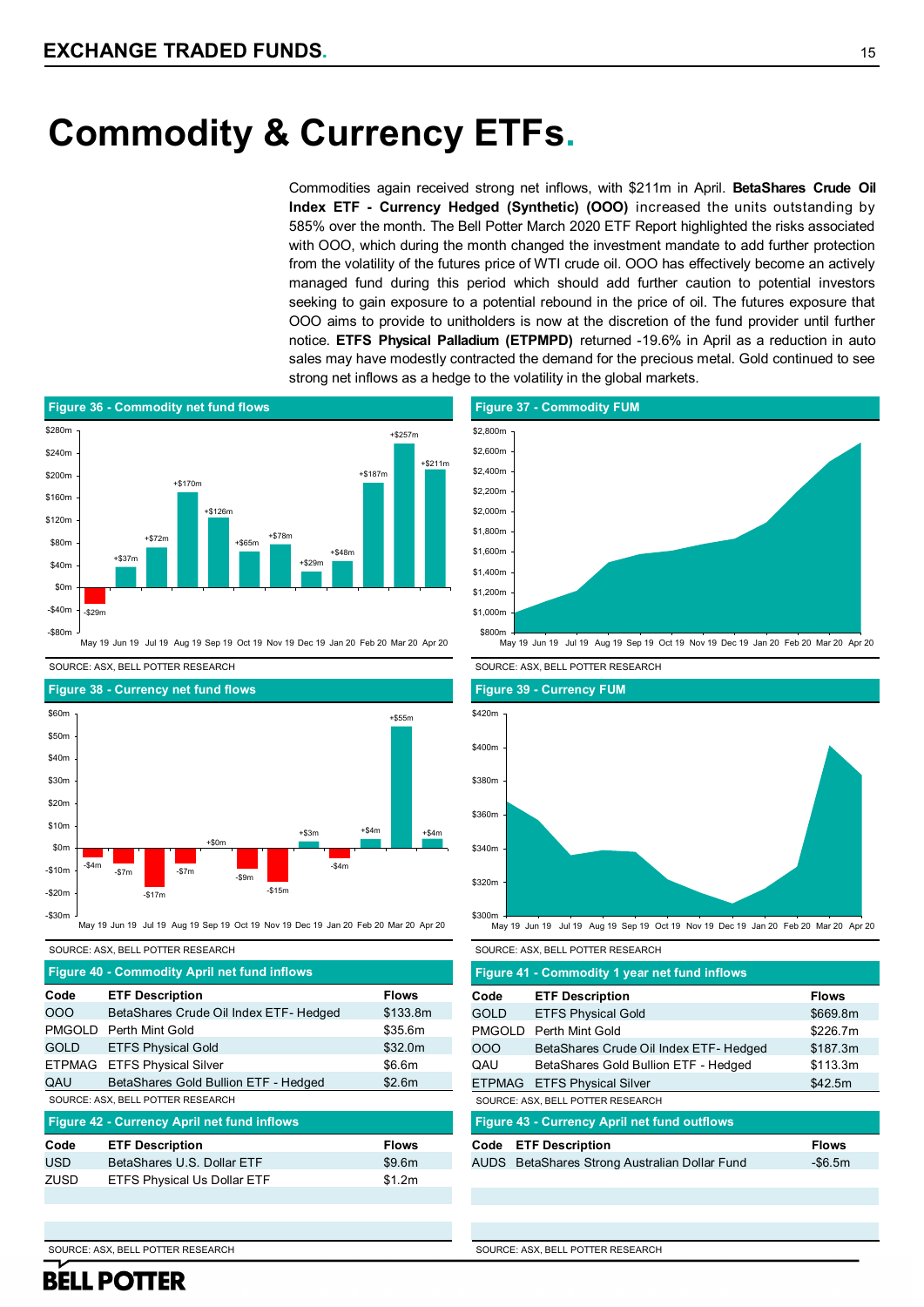# Commodity & Currency ETFs.

Commodities again received strong net inflows, with $211m in April. **BetaShares Crude Oil Index ETF - Currency Hedged (Synthetic) (OOO)** increased the units outstanding by 585% over the month. The Bell Potter March 2020 ETF Report highlighted the risks associated with OOO, which during the month changed the investment mandate to add further protection from the volatility of the futures price of WTI crude oil. OOO has effectively become an actively managed fund during this period which should add further caution to potential investors seeking to gain exposure to a potential rebound in the price of oil. The futures exposure that OOO aims to provide to unitholders is now at the discretion of the fund provider until further notice. **ETFS Physical Palladium (ETPMPD)** returned -19.6% in April as a reduction in auto sales may have modestly contracted the demand for the precious metal. Gold continued to see strong net inflows as a hedge to the volatility in the global markets.

**Figure 36 - Commodity net fund flows**

| Month | Flows |
|---|---|
| May 19 | -$29m |
| Jun 19 | +$37m |
| Jul 19 | +$72m |
| Aug 19 | +$170m |
| Sep 19 | +$126m |
| Oct 19 | +$65m |
| Nov 19 | +$78m |
| Dec 19 | +$29m |
| Jan 20 | +$48m |
| Feb 20 | +$187m |
| Mar 20 | +$257m |
| Apr 20 | +$211m |

SOURCE: ASX, BELL POTTER RESEARCH

**Figure 37 - Commodity FUM**

SOURCE: ASX, BELL POTTER RESEARCH

**Figure 38 - Currency net fund flows**

| Month | Flows |
|---|---|
| May 19 | -$4m |
| Jun 19 | -$7m |
| Jul 19 | -$17m |
| Aug 19 | -$7m |
| Sep 19 | +$0m |
| Oct 19 | -$9m |
| Nov 19 | -$15m |
| Dec 19 | +$3m |
| Jan 20 | -$4m |
| Feb 20 | +$4m |
| Mar 20 | +$55m |
| Apr 20 | +$4m |

SOURCE: ASX, BELL POTTER RESEARCH

**Figure 39 - Currency FUM**

SOURCE: ASX, BELL POTTER RESEARCH

**Figure 40 - Commodity April net fund inflows**

| Code | ETF Description | Flows |
|---|---|---|
| OOO | BetaShares Crude Oil Index ETF- Hedged | $133.8m |
| PMGOLD | Perth Mint Gold | $35.6m |
| GOLD | ETFS Physical Gold | $32.0m |
| ETPMAG | ETFS Physical Silver | $6.6m |
| QAU | BetaShares Gold Bullion ETF - Hedged | $2.6m |

SOURCE: ASX, BELL POTTER RESEARCH

**Figure 41 - Commodity 1 year net fund inflows**

| Code | ETF Description | Flows |
|---|---|---|
| GOLD | ETFS Physical Gold | $669.8m |
| PMGOLD | Perth Mint Gold | $226.7m |
| OOO | BetaShares Crude Oil Index ETF- Hedged | $187.3m |
| QAU | BetaShares Gold Bullion ETF - Hedged | $113.3m |
| ETPMAG | ETFS Physical Silver | $42.5m |

SOURCE: ASX, BELL POTTER RESEARCH

**Figure 42 - Currency April net fund inflows**

| Code | ETF Description | Flows |
|---|---|---|
| USD | BetaShares U.S. Dollar ETF | $9.6m |
| ZUSD | ETFS Physical Us Dollar ETF | $1.2m |

SOURCE: ASX, BELL POTTER RESEARCH

**Figure 43 - Currency April net fund outflows**

| Code | ETF Description | Flows |
|---|---|---|
| AUDS | BetaShares Strong Australian Dollar Fund | -$6.5m |

SOURCE: ASX, BELL POTTER RESEARCH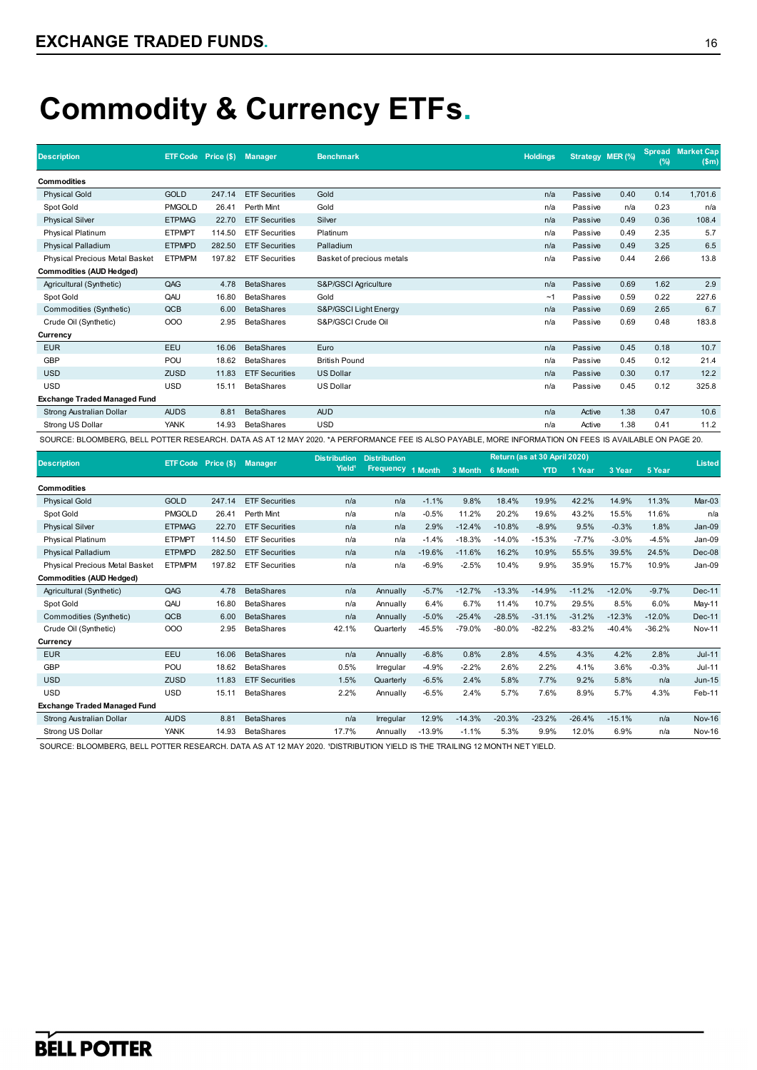# Commodity & Currency ETFs.

| Description | ETF Code | Price ($) | Manager | Benchmark | Holdings | Strategy | MER (%) | Spread (%) | Market Cap ($m) |
|---|---|---|---|---|---|---|---|---|---|
| **Commodities** | | | | | | | | | |
| Physical Gold | GOLD | 247.14 | ETF Securities | Gold | n/a | Passive | 0.40 | 0.14 | 1,701.6 |
| Spot Gold | PMGOLD | 26.41 | Perth Mint | Gold | n/a | Passive | n/a | 0.23 | n/a |
| Physical Silver | ETPMAG | 22.70 | ETF Securities | Silver | n/a | Passive | 0.49 | 0.36 | 108.4 |
| Physical Platinum | ETPMPT | 114.50 | ETF Securities | Platinum | n/a | Passive | 0.49 | 2.35 | 5.7 |
| Physical Palladium | ETPMPD | 282.50 | ETF Securities | Palladium | n/a | Passive | 0.49 | 3.25 | 6.5 |
| Physical Precious Metal Basket | ETPMPM | 197.82 | ETF Securities | Basket of precious metals | n/a | Passive | 0.44 | 2.66 | 13.8 |
| **Commodities (AUD Hedged)** | | | | | | | | | |
| Agricultural (Synthetic) | QAG | 4.78 | BetaShares | S&P/GSCI Agriculture | n/a | Passive | 0.69 | 1.62 | 2.9 |
| Spot Gold | QAU | 16.80 | BetaShares | Gold | ~1 | Passive | 0.59 | 0.22 | 227.6 |
| Commodities (Synthetic) | QCB | 6.00 | BetaShares | S&P/GSCI Light Energy | n/a | Passive | 0.69 | 2.65 | 6.7 |
| Crude Oil (Synthetic) | OOO | 2.95 | BetaShares | S&P/GSCI Crude Oil | n/a | Passive | 0.69 | 0.48 | 183.8 |
| **Currency** | | | | | | | | | |
| EUR | EEU | 16.06 | BetaShares | Euro | n/a | Passive | 0.45 | 0.18 | 10.7 |
| GBP | POU | 18.62 | BetaShares | British Pound | n/a | Passive | 0.45 | 0.12 | 21.4 |
| USD | ZUSD | 11.83 | ETF Securities | US Dollar | n/a | Passive | 0.30 | 0.17 | 12.2 |
| USD | USD | 15.11 | BetaShares | US Dollar | n/a | Passive | 0.45 | 0.12 | 325.8 |
| **Exchange Traded Managed Fund** | | | | | | | | | |
| Strong Australian Dollar | AUDS | 8.81 | BetaShares | AUD | n/a | Active | 1.38 | 0.47 | 10.6 |
| Strong US Dollar | YANK | 14.93 | BetaShares | USD | n/a | Active | 1.38 | 0.41 | 11.2 |

SOURCE: BLOOMBERG, BELL POTTER RESEARCH. DATA AS AT 12 MAY 2020. *A PERFORMANCE FEE IS ALSO PAYABLE, MORE INFORMATION ON FEES IS AVAILABLE ON PAGE 20.

| Description | ETF Code | Price ($) | Manager | Distribution Yield[1] | Distribution Frequency | Return (as at 30 April 2020) | | | | | | | Listed |
|---|---|---|---|---|---|---|---|---|---|---|---|---|---|
| | | | | | | 1 Month | 3 Month | 6 Month | YTD | 1 Year | 3 Year | 5 Year | |
| **Commodities** | | | | | | | | | | | | | |
| Physical Gold | GOLD | 247.14 | ETF Securities | n/a | n/a | -1.1% | 9.8% | 18.4% | 19.9% | 42.2% | 14.9% | 11.3% | Mar-03 |
| Spot Gold | PMGOLD | 26.41 | Perth Mint | n/a | n/a | -0.5% | 11.2% | 20.2% | 19.6% | 43.2% | 15.5% | 11.6% | n/a |
| Physical Silver | ETPMAG | 22.70 | ETF Securities | n/a | n/a | 2.9% | -12.4% | -10.8% | -8.9% | 9.5% | -0.3% | 1.8% | Jan-09 |
| Physical Platinum | ETPMPT | 114.50 | ETF Securities | n/a | n/a | -1.4% | -18.3% | -14.0% | -15.3% | -7.7% | -3.0% | -4.5% | Jan-09 |
| Physical Palladium | ETPMPD | 282.50 | ETF Securities | n/a | n/a | -19.6% | -11.6% | 16.2% | 10.9% | 55.5% | 39.5% | 24.5% | Dec-08 |
| Physical Precious Metal Basket | ETPMPM | 197.82 | ETF Securities | n/a | n/a | -6.9% | -2.5% | 10.4% | 9.9% | 35.9% | 15.7% | 10.9% | Jan-09 |
| **Commodities (AUD Hedged)** | | | | | | | | | | | | | |
| Agricultural (Synthetic) | QAG | 4.78 | BetaShares | n/a | Annually | -5.7% | -12.7% | -13.3% | -14.9% | -11.2% | -12.0% | -9.7% | Dec-11 |
| Spot Gold | QAU | 16.80 | BetaShares | n/a | Annually | 6.4% | 6.7% | 11.4% | 10.7% | 29.5% | 8.5% | 6.0% | May-11 |
| Commodities (Synthetic) | QCB | 6.00 | BetaShares | n/a | Annually | -5.0% | -25.4% | -28.5% | -31.1% | -31.2% | -12.3% | -12.0% | Dec-11 |
| Crude Oil (Synthetic) | OOO | 2.95 | BetaShares | 42.1% | Quarterly | -45.5% | -79.0% | -80.0% | -82.2% | -83.2% | -40.4% | -36.2% | Nov-11 |
| **Currency** | | | | | | | | | | | | | |
| EUR | EEU | 16.06 | BetaShares | n/a | Annually | -6.8% | 0.8% | 2.8% | 4.5% | 4.3% | 4.2% | 2.8% | Jul-11 |
| GBP | POU | 18.62 | BetaShares | 0.5% | Irregular | -4.9% | -2.2% | 2.6% | 2.2% | 4.1% | 3.6% | -0.3% | Jul-11 |
| USD | ZUSD | 11.83 | ETF Securities | 1.5% | Quarterly | -6.5% | 2.4% | 5.8% | 7.7% | 9.2% | 5.8% | n/a | Jun-15 |
| USD | USD | 15.11 | BetaShares | 2.2% | Annually | -6.5% | 2.4% | 5.7% | 7.6% | 8.9% | 5.7% | 4.3% | Feb-11 |
| **Exchange Traded Managed Fund** | | | | | | | | | | | | | |
| Strong Australian Dollar | AUDS | 8.81 | BetaShares | n/a | Irregular | 12.9% | -14.3% | -20.3% | -23.2% | -26.4% | -15.1% | n/a | Nov-16 |
| Strong US Dollar | YANK | 14.93 | BetaShares | 17.7% | Annually | -13.9% | -1.1% | 5.3% | 9.9% | 12.0% | 6.9% | n/a | Nov-16 |

SOURCE: BLOOMBERG, BELL POTTER RESEARCH. DATA AS AT 12 MAY 2020. [1]DISTRIBUTION YIELD IS THE TRAILING 12 MONTH NET YIELD.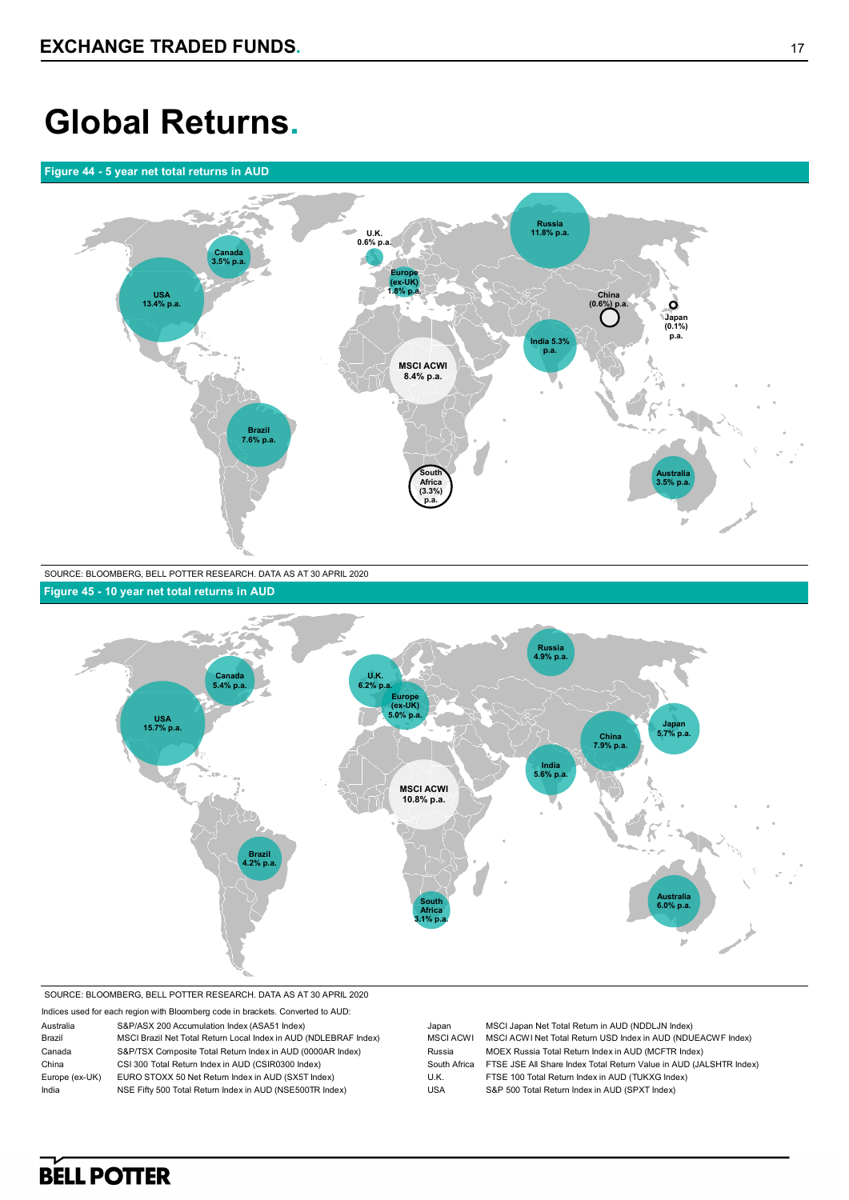# Global Returns.

**Figure 44 - 5 year net total returns in AUD**

| Region | 5 year net total return |
|---|---|
| Russia | 11.8% p.a. |
| U.K. | 0.6% p.a. |
| Canada | 3.5% p.a. |
| Europe (ex-UK) | 1.8% p.a. |
| USA | 13.4% p.a. |
| China | (0.6%) p.a. |
| Japan | (0.1%) p.a. |
| India | 5.3% p.a. |
| MSCI ACWI | 8.4% p.a. |
| Brazil | 7.6% p.a. |
| South Africa | (3.3%) p.a. |
| Australia | 3.5% p.a. |

SOURCE: BLOOMBERG, BELL POTTER RESEARCH. DATA AS AT 30 APRIL 2020

**Figure 45 - 10 year net total returns in AUD**

| Region | 10 year net total return |
|---|---|
| Russia | 4.9% p.a. |
| Canada | 5.4% p.a. |
| U.K. | 6.2% p.a. |
| Europe (ex-UK) | 5.0% p.a. |
| USA | 15.7% p.a. |
| Japan | 5.7% p.a. |
| China | 7.9% p.a. |
| India | 5.6% p.a. |
| MSCI ACWI | 10.8% p.a. |
| Brazil | 4.2% p.a. |
| South Africa | 3.1% p.a. |
| Australia | 6.0% p.a. |

SOURCE: BLOOMBERG, BELL POTTER RESEARCH. DATA AS AT 30 APRIL 2020

Indices used for each region with Bloomberg code in brackets. Converted to AUD:

| Region | Index |
|---|---|
| Australia | S&P/ASX 200 Accumulation Index (ASA51 Index) |
| Brazil | MSCI Brazil Net Total Return Local Index in AUD (NDLEBRAF Index) |
| Canada | S&P/TSX Composite Total Return Index in AUD (0000AR Index) |
| China | CSI 300 Total Return Index in AUD (CSIR0300 Index) |
| Europe (ex-UK) | EURO STOXX 50 Net Return Index in AUD (SX5T Index) |
| India | NSE Fifty 500 Total Return Index in AUD (NSE500TR Index) |
| Japan | MSCI Japan Net Total Return in AUD (NDDLJN Index) |
| MSCI ACWI | MSCI ACWI Net Total Return USD Index in AUD (NDUEACWF Index) |
| Russia | MOEX Russia Total Return Index in AUD (MCFTR Index) |
| South Africa | FTSE JSE All Share Index Total Return Value in AUD (JALSHTR Index) |
| U.K. | FTSE 100 Total Return Index in AUD (TUKXG Index) |
| USA | S&P 500 Total Return Index in AUD (SPXT Index) |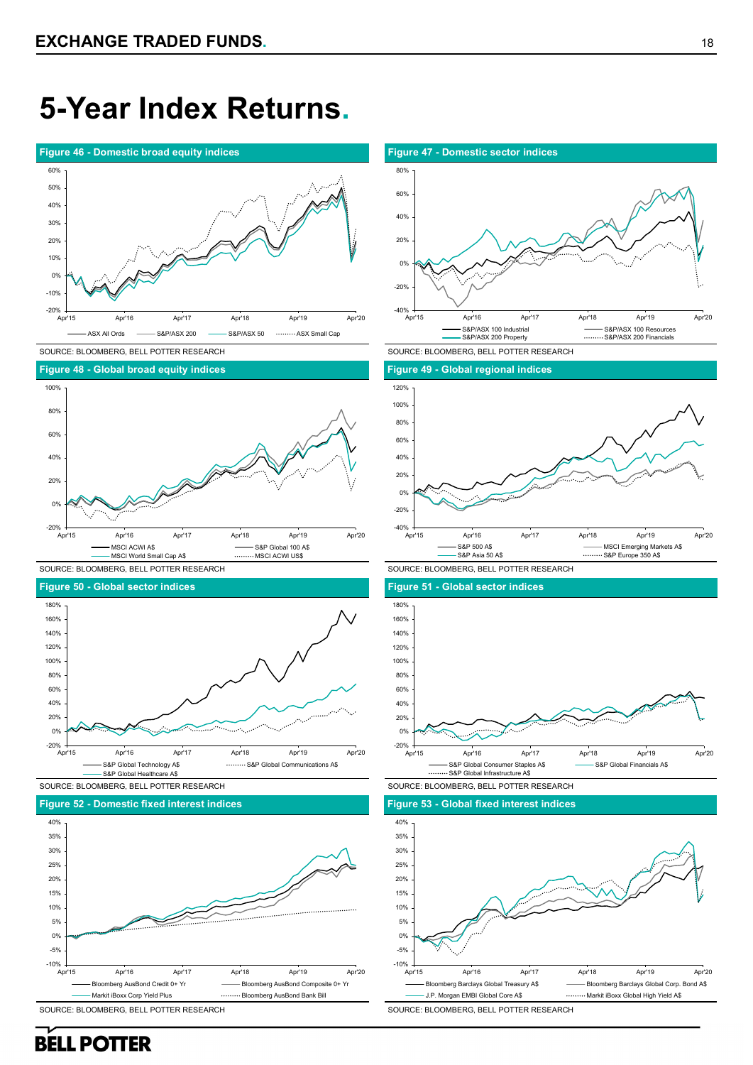# 5-Year Index Returns.

**Figure 46 - Domestic broad equity indices**

ASX All Ords | S&P/ASX 200 | S&P/ASX 50 | ASX Small Cap

SOURCE: BLOOMBERG, BELL POTTER RESEARCH

**Figure 47 - Domestic sector indices**

S&P/ASX 100 Industrial | S&P/ASX 100 Resources | S&P/ASX 200 Property | S&P/ASX 200 Financials

SOURCE: BLOOMBERG, BELL POTTER RESEARCH

**Figure 48 - Global broad equity indices**

MSCI ACWI A$ | S&P Global 100 A$ | MSCI World Small Cap A$ | MSCI ACWI US$

SOURCE: BLOOMBERG, BELL POTTER RESEARCH

**Figure 49 - Global regional indices**

S&P 500 A$ | MSCI Emerging Markets A$ | S&P Asia 50 A$ | S&P Europe 350 A$

SOURCE: BLOOMBERG, BELL POTTER RESEARCH

**Figure 50 - Global sector indices**

S&P Global Technology A$ | S&P Global Communications A$ | S&P Global Healthcare A$

SOURCE: BLOOMBERG, BELL POTTER RESEARCH

**Figure 51 - Global sector indices**

S&P Global Consumer Staples A$ | S&P Global Financials A$ | S&P Global Infrastructure A$

SOURCE: BLOOMBERG, BELL POTTER RESEARCH

**Figure 52 - Domestic fixed interest indices**

Bloomberg AusBond Credit 0+ Yr | Bloomberg AusBond Composite 0+ Yr | Markit iBoxx Corp Yield Plus | Bloomberg AusBond Bank Bill

SOURCE: BLOOMBERG, BELL POTTER RESEARCH

**Figure 53 - Global fixed interest indices**

Bloomberg Barclays Global Treasury A$ | Bloomberg Barclays Global Corp. Bond A$ | J.P. Morgan EMBI Global Core A$ | Markit iBoxx Global High Yield A$

SOURCE: BLOOMBERG, BELL POTTER RESEARCH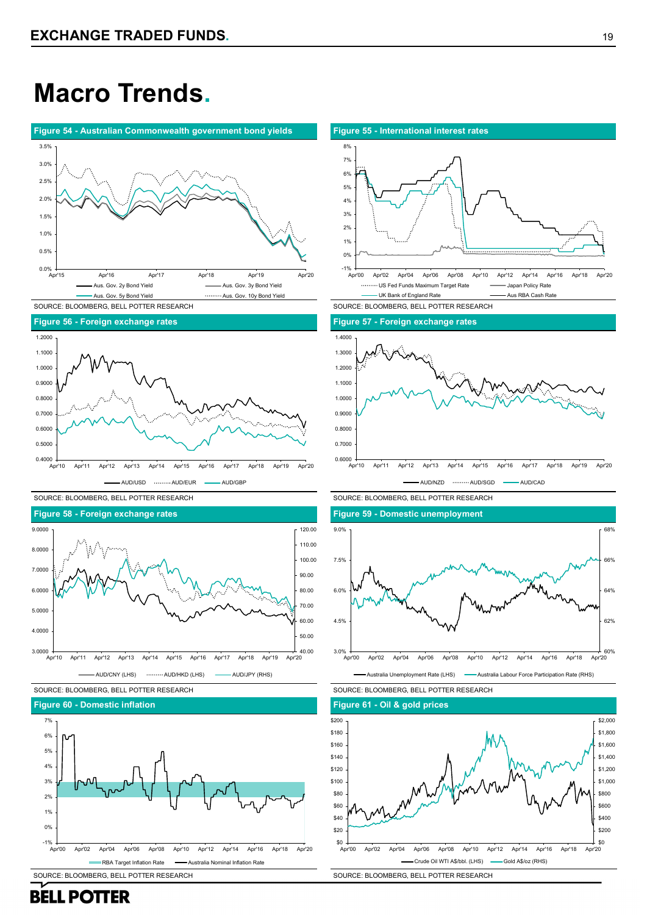# Macro Trends.

**Figure 54 - Australian Commonwealth government bond yields**

SOURCE: BLOOMBERG, BELL POTTER RESEARCH

**Figure 55 - International interest rates**

SOURCE: BLOOMBERG, BELL POTTER RESEARCH

**Figure 56 - Foreign exchange rates**

SOURCE: BLOOMBERG, BELL POTTER RESEARCH

**Figure 57 - Foreign exchange rates**

SOURCE: BLOOMBERG, BELL POTTER RESEARCH

**Figure 58 - Foreign exchange rates**

SOURCE: BLOOMBERG, BELL POTTER RESEARCH

**Figure 59 - Domestic unemployment**

SOURCE: BLOOMBERG, BELL POTTER RESEARCH

**Figure 60 - Domestic inflation**

SOURCE: BLOOMBERG, BELL POTTER RESEARCH

**Figure 61 - Oil & gold prices**

SOURCE: BLOOMBERG, BELL POTTER RESEARCH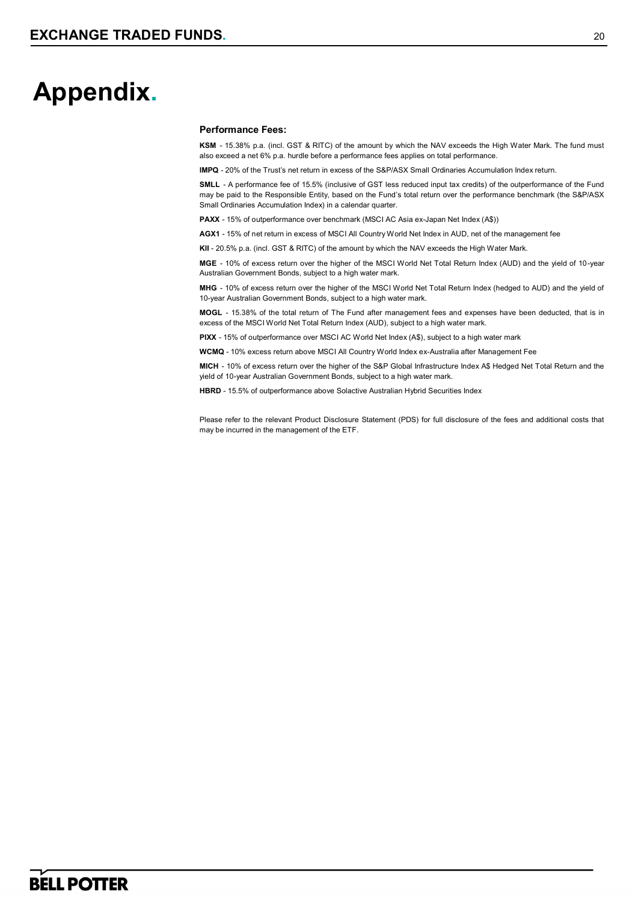# Appendix.

### Performance Fees:

**KSM** - 15.38% p.a. (incl. GST & RITC) of the amount by which the NAV exceeds the High Water Mark. The fund must also exceed a net 6% p.a. hurdle before a performance fees applies on total performance.

**IMPQ** - 20% of the Trust's net return in excess of the S&P/ASX Small Ordinaries Accumulation Index return.

**SMLL** - A performance fee of 15.5% (inclusive of GST less reduced input tax credits) of the outperformance of the Fund may be paid to the Responsible Entity, based on the Fund's total return over the performance benchmark (the S&P/ASX Small Ordinaries Accumulation Index) in a calendar quarter.

**PAXX** - 15% of outperformance over benchmark (MSCI AC Asia ex-Japan Net Index (A$))

**AGX1** - 15% of net return in excess of MSCI All Country World Net Index in AUD, net of the management fee

**KII** - 20.5% p.a. (incl. GST & RITC) of the amount by which the NAV exceeds the High Water Mark.

**MGE** - 10% of excess return over the higher of the MSCI World Net Total Return Index (AUD) and the yield of 10-year Australian Government Bonds, subject to a high water mark.

**MHG** - 10% of excess return over the higher of the MSCI World Net Total Return Index (hedged to AUD) and the yield of 10-year Australian Government Bonds, subject to a high water mark.

**MOGL** - 15.38% of the total return of The Fund after management fees and expenses have been deducted, that is in excess of the MSCI World Net Total Return Index (AUD), subject to a high water mark.

**PIXX** - 15% of outperformance over MSCI AC World Net Index (A$), subject to a high water mark

**WCMQ** - 10% excess return above MSCI All Country World Index ex-Australia after Management Fee

**MICH** - 10% of excess return over the higher of the S&P Global Infrastructure Index A$ Hedged Net Total Return and the yield of 10-year Australian Government Bonds, subject to a high water mark.

**HBRD** - 15.5% of outperformance above Solactive Australian Hybrid Securities Index

Please refer to the relevant Product Disclosure Statement (PDS) for full disclosure of the fees and additional costs that may be incurred in the management of the ETF.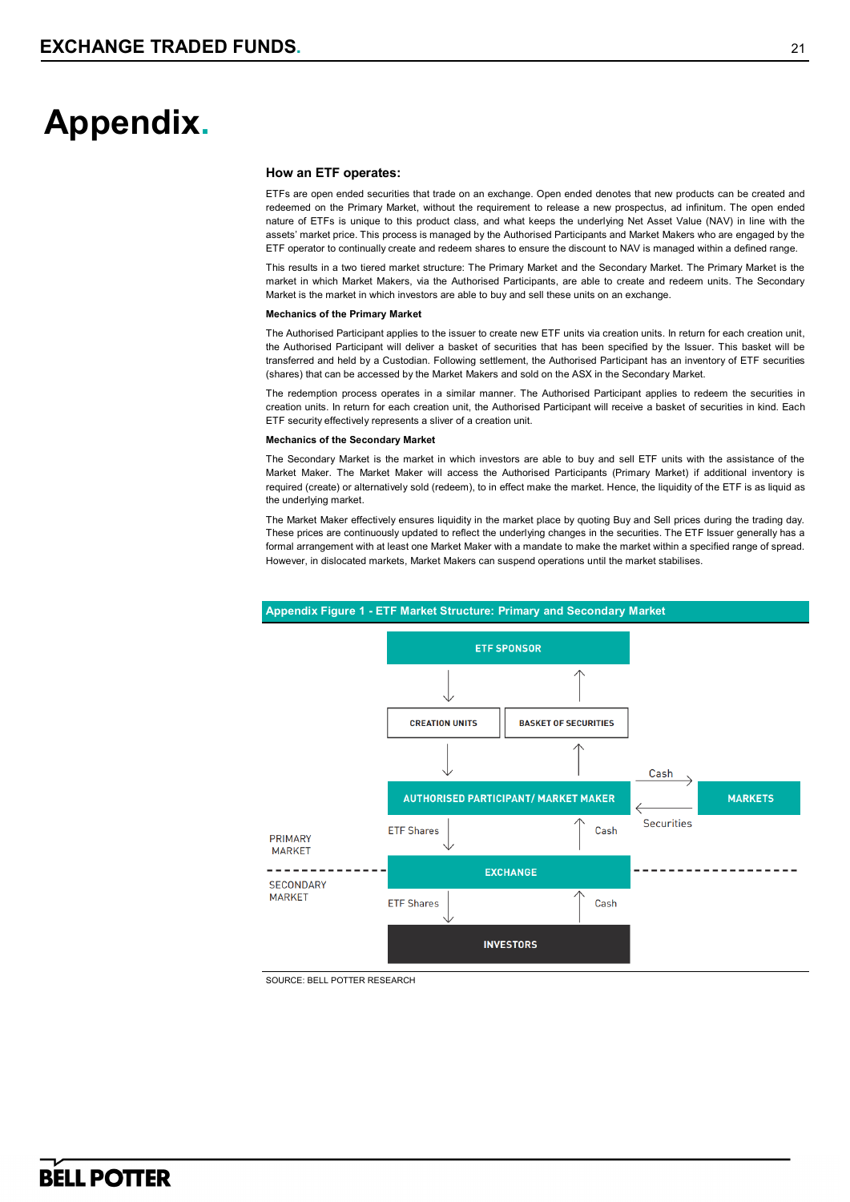# Appendix.

## How an ETF operates:

ETFs are open ended securities that trade on an exchange. Open ended denotes that new products can be created and redeemed on the Primary Market, without the requirement to release a new prospectus, ad infinitum. The open ended nature of ETFs is unique to this product class, and what keeps the underlying Net Asset Value (NAV) in line with the assets' market price. This process is managed by the Authorised Participants and Market Makers who are engaged by the ETF operator to continually create and redeem shares to ensure the discount to NAV is managed within a defined range.

This results in a two tiered market structure: The Primary Market and the Secondary Market. The Primary Market is the market in which Market Makers, via the Authorised Participants, are able to create and redeem units. The Secondary Market is the market in which investors are able to buy and sell these units on an exchange.

**Mechanics of the Primary Market**

The Authorised Participant applies to the issuer to create new ETF units via creation units. In return for each creation unit, the Authorised Participant will deliver a basket of securities that has been specified by the Issuer. This basket will be transferred and held by a Custodian. Following settlement, the Authorised Participant has an inventory of ETF securities (shares) that can be accessed by the Market Makers and sold on the ASX in the Secondary Market.

The redemption process operates in a similar manner. The Authorised Participant applies to redeem the securities in creation units. In return for each creation unit, the Authorised Participant will receive a basket of securities in kind. Each ETF security effectively represents a sliver of a creation unit.

**Mechanics of the Secondary Market**

The Secondary Market is the market in which investors are able to buy and sell ETF units with the assistance of the Market Maker. The Market Maker will access the Authorised Participants (Primary Market) if additional inventory is required (create) or alternatively sold (redeem), to in effect make the market. Hence, the liquidity of the ETF is as liquid as the underlying market.

The Market Maker effectively ensures liquidity in the market place by quoting Buy and Sell prices during the trading day. These prices are continuously updated to reflect the underlying changes in the securities. The ETF Issuer generally has a formal arrangement with at least one Market Maker with a mandate to make the market within a specified range of spread. However, in dislocated markets, Market Makers can suspend operations until the market stabilises.

**Appendix Figure 1 - ETF Market Structure: Primary and Secondary Market**

ETF SPONSOR

CREATION UNITS | BASKET OF SECURITIES

AUTHORISED PARTICIPANT/ MARKET MAKER — Cash → MARKETS; ← Securities

PRIMARY MARKET

ETF Shares ↓ | Cash ↑

EXCHANGE

SECONDARY MARKET

ETF Shares ↓ | Cash ↑

INVESTORS

SOURCE: BELL POTTER RESEARCH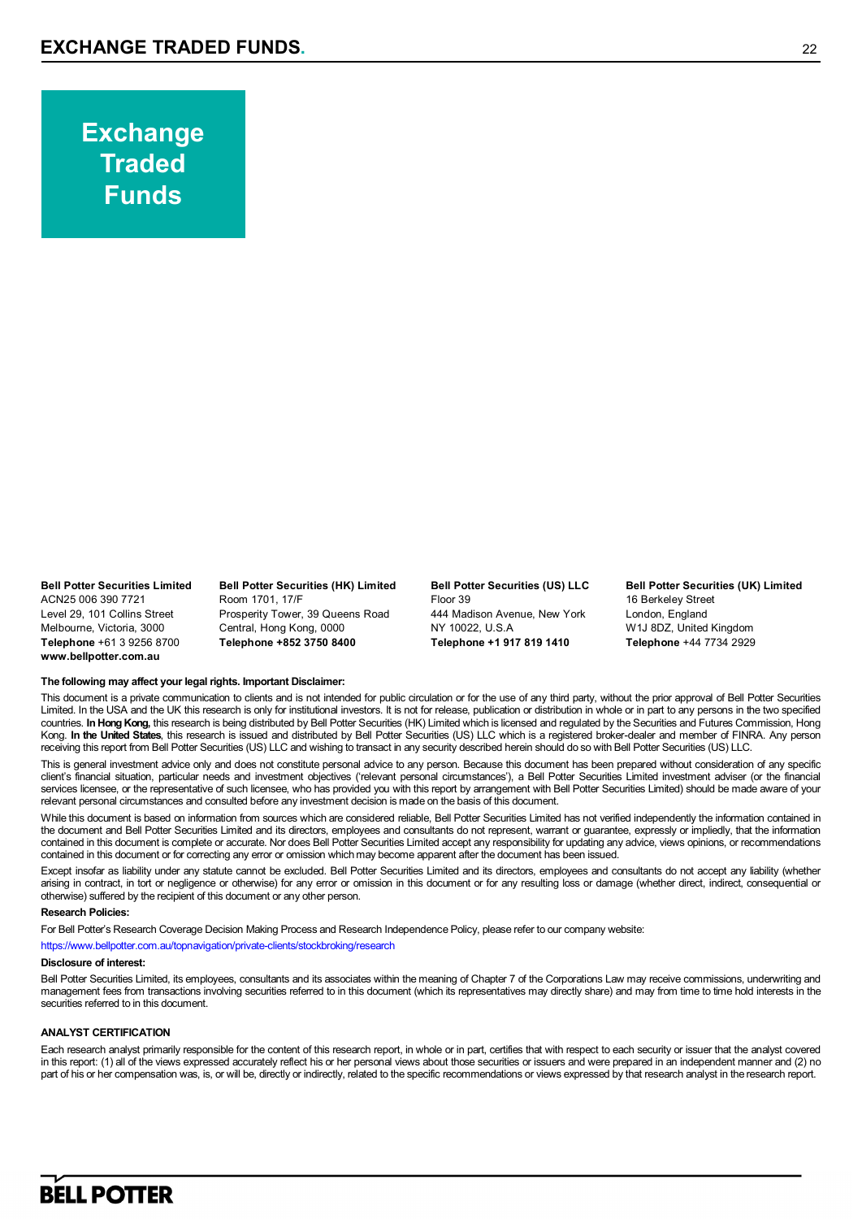# Exchange Traded Funds

**Bell Potter Securities Limited**
ACN25 006 390 7721
Level 29, 101 Collins Street
Melbourne, Victoria, 3000
**Telephone** +61 3 9256 8700
**www.bellpotter.com.au**

**Bell Potter Securities (HK) Limited**
Room 1701, 17/F
Prosperity Tower, 39 Queens Road
Central, Hong Kong, 0000
**Telephone +852 3750 8400**

**Bell Potter Securities (US) LLC**
Floor 39
444 Madison Avenue, New York
NY 10022, U.S.A
**Telephone +1 917 819 1410**

**Bell Potter Securities (UK) Limited**
16 Berkeley Street
London, England
W1J 8DZ, United Kingdom
**Telephone** +44 7734 2929

**The following may affect your legal rights. Important Disclaimer:**

This document is a private communication to clients and is not intended for public circulation or for the use of any third party, without the prior approval of Bell Potter Securities Limited. In the USA and the UK this research is only for institutional investors. It is not for release, publication or distribution in whole or in part to any persons in the two specified countries. **In Hong Kong,** this research is being distributed by Bell Potter Securities (HK) Limited which is licensed and regulated by the Securities and Futures Commission, Hong Kong. **In the United States**, this research is issued and distributed by Bell Potter Securities (US) LLC which is a registered broker-dealer and member of FINRA. Any person receiving this report from Bell Potter Securities (US) LLC and wishing to transact in any security described herein should do so with Bell Potter Securities (US) LLC.

This is general investment advice only and does not constitute personal advice to any person. Because this document has been prepared without consideration of any specific client's financial situation, particular needs and investment objectives ('relevant personal circumstances'), a Bell Potter Securities Limited investment adviser (or the financial services licensee, or the representative of such licensee, who has provided you with this report by arrangement with Bell Potter Securities Limited) should be made aware of your relevant personal circumstances and consulted before any investment decision is made on the basis of this document.

While this document is based on information from sources which are considered reliable, Bell Potter Securities Limited has not verified independently the information contained in the document and Bell Potter Securities Limited and its directors, employees and consultants do not represent, warrant or guarantee, expressly or impliedly, that the information contained in this document is complete or accurate. Nor does Bell Potter Securities Limited accept any responsibility for updating any advice, views opinions, or recommendations contained in this document or for correcting any error or omission which may become apparent after the document has been issued.

Except insofar as liability under any statute cannot be excluded. Bell Potter Securities Limited and its directors, employees and consultants do not accept any liability (whether arising in contract, in tort or negligence or otherwise) for any error or omission in this document or for any resulting loss or damage (whether direct, indirect, consequential or otherwise) suffered by the recipient of this document or any other person.

**Research Policies:**

For Bell Potter's Research Coverage Decision Making Process and Research Independence Policy, please refer to our company website:

https://www.bellpotter.com.au/topnavigation/private-clients/stockbroking/research

**Disclosure of interest:**

Bell Potter Securities Limited, its employees, consultants and its associates within the meaning of Chapter 7 of the Corporations Law may receive commissions, underwriting and management fees from transactions involving securities referred to in this document (which its representatives may directly share) and may from time to time hold interests in the securities referred to in this document.

**ANALYST CERTIFICATION**

Each research analyst primarily responsible for the content of this research report, in whole or in part, certifies that with respect to each security or issuer that the analyst covered in this report: (1) all of the views expressed accurately reflect his or her personal views about those securities or issuers and were prepared in an independent manner and (2) no part of his or her compensation was, is, or will be, directly or indirectly, related to the specific recommendations or views expressed by that research analyst in the research report.